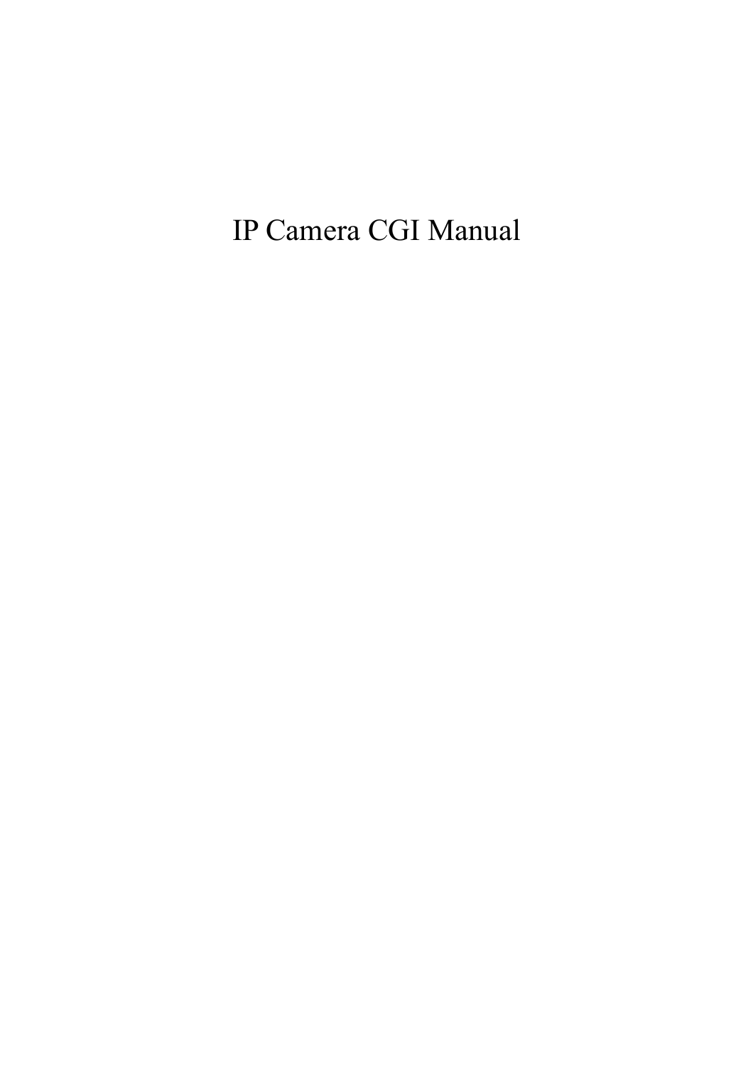# IP Camera CGI Manual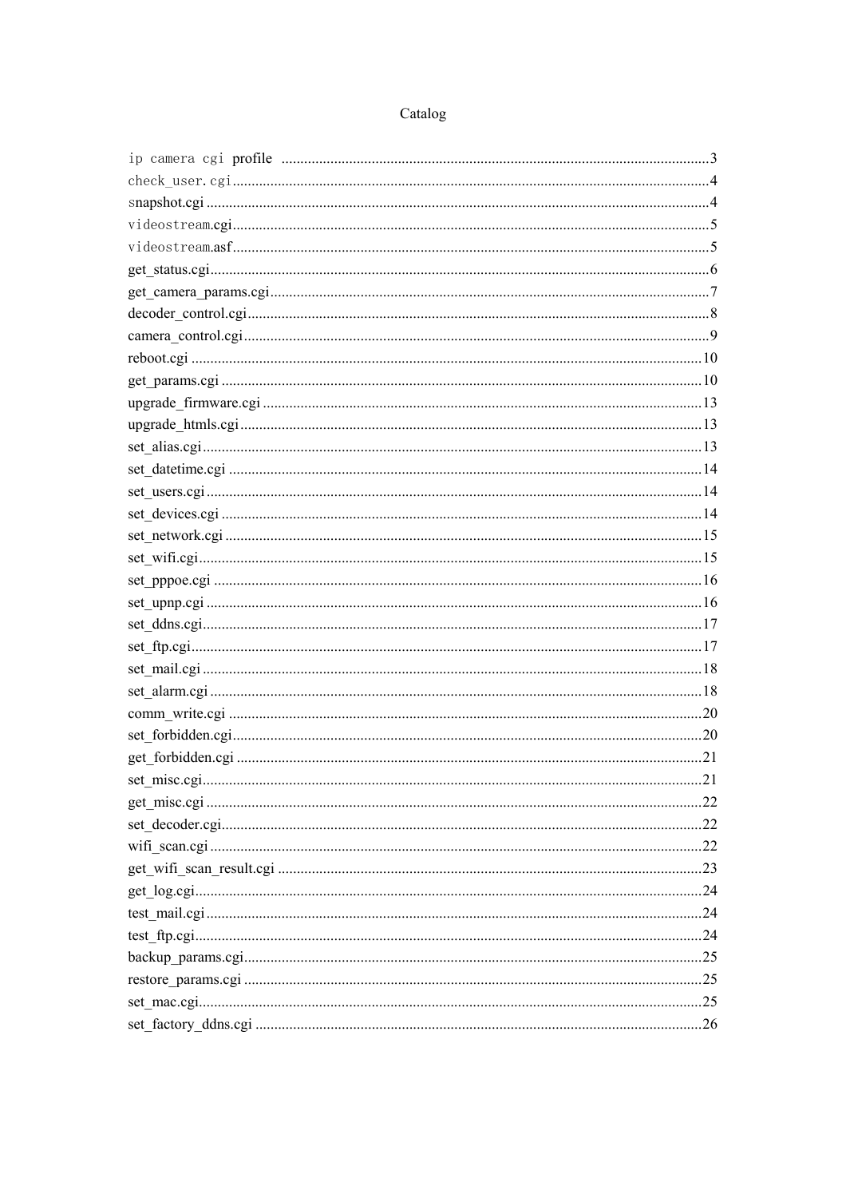# Catalog

ip camera cgi profile ......................................................................................................3
check_user.cgi ..............................................................................................................4
snapshot.cgi ....................................................................................................................4
videostream.cgi ..............................................................................................................5
videostream.asf ..............................................................................................................5
get_status.cgi ..................................................................................................................6
get_camera_params.cgi ..................................................................................................7
decoder_control.cgi ........................................................................................................8
camera_control.cgi .........................................................................................................9
reboot.cgi .....................................................................................................................10
get_params.cgi .............................................................................................................10
upgrade_firmware.cgi ..................................................................................................13
upgrade_htmls.cgi ........................................................................................................13
set_alias.cgi .................................................................................................................13
set_datetime.cgi ...........................................................................................................14
set_users.cgi ................................................................................................................14
set_devices.cgi .............................................................................................................14
set_network.cgi ............................................................................................................15
set_wifi.cgi ...................................................................................................................15
set_pppoe.cgi ...............................................................................................................16
set_upnp.cgi .................................................................................................................16
set_ddns.cgi ..................................................................................................................17
set_ftp.cgi .....................................................................................................................17
set_mail.cgi ..................................................................................................................18
set_alarm.cgi ................................................................................................................18
comm_write.cgi ............................................................................................................20
set_forbidden.cgi ..........................................................................................................20
get_forbidden.cgi ..........................................................................................................21
set_misc.cgi ..................................................................................................................21
get_misc.cgi .................................................................................................................22
set_decoder.cgi .............................................................................................................22
wifi_scan.cgi .................................................................................................................22
get_wifi_scan_result.cgi ...............................................................................................23
get_log.cgi ....................................................................................................................24
test_mail.cgi .................................................................................................................24
test_ftp.cgi ....................................................................................................................24
backup_params.cgi ........................................................................................................25
restore_params.cgi ........................................................................................................25
set_mac.cgi ...................................................................................................................25
set_factory_ddns.cgi .....................................................................................................26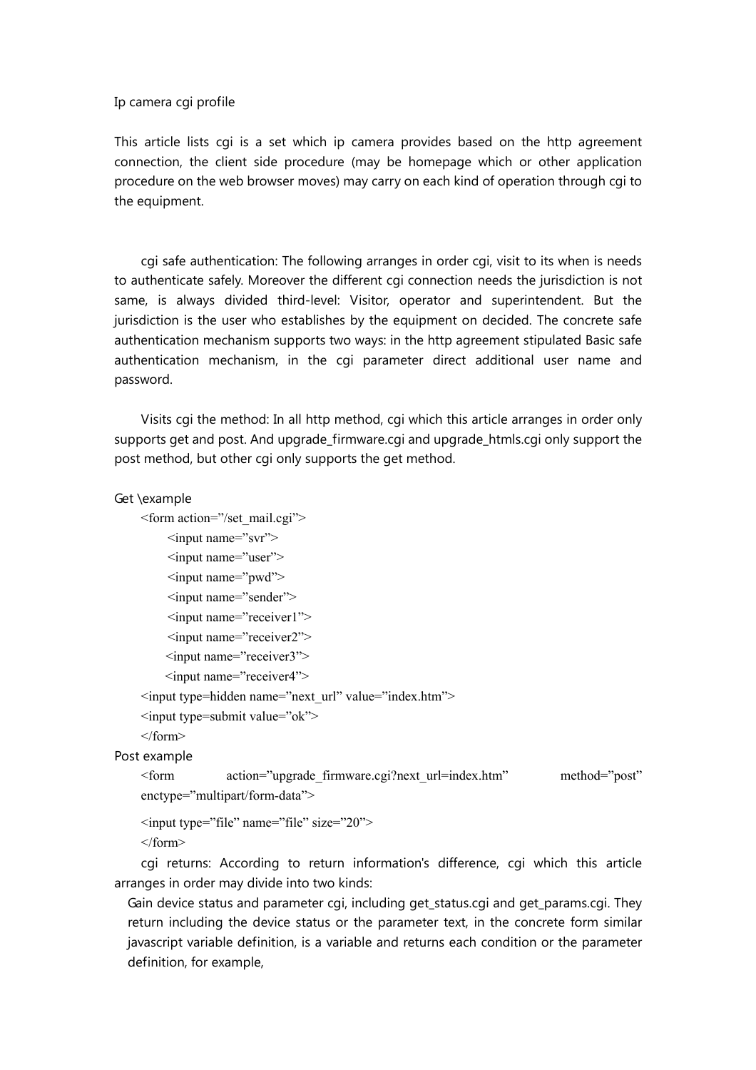Ip camera cgi profile

This article lists cgi is a set which ip camera provides based on the http agreement connection, the client side procedure (may be homepage which or other application procedure on the web browser moves) may carry on each kind of operation through cgi to the equipment.

cgi safe authentication: The following arranges in order cgi, visit to its when is needs to authenticate safely. Moreover the different cgi connection needs the jurisdiction is not same, is always divided third-level: Visitor, operator and superintendent. But the jurisdiction is the user who establishes by the equipment on decided. The concrete safe authentication mechanism supports two ways: in the http agreement stipulated Basic safe authentication mechanism, in the cgi parameter direct additional user name and password.

Visits cgi the method: In all http method, cgi which this article arranges in order only supports get and post. And upgrade_firmware.cgi and upgrade_htmls.cgi only support the post method, but other cgi only supports the get method.

Get \example

```
<form action="/set_mail.cgi">
      <input name="svr">
      <input name="user">
      <input name="pwd">
      <input name="sender">
      <input name="receiver1">
      <input name="receiver2">
      <input name="receiver3">
      <input name="receiver4">
<input type=hidden name="next_url" value="index.htm">
<input type=submit value="ok">
</form>
```

Post example

```
<form action="upgrade_firmware.cgi?next_url=index.htm" method="post" enctype="multipart/form-data">
<input type="file" name="file" size="20">
</form>
```

cgi returns: According to return information's difference, cgi which this article arranges in order may divide into two kinds:

Gain device status and parameter cgi, including get_status.cgi and get_params.cgi. They return including the device status or the parameter text, in the concrete form similar javascript variable definition, is a variable and returns each condition or the parameter definition, for example,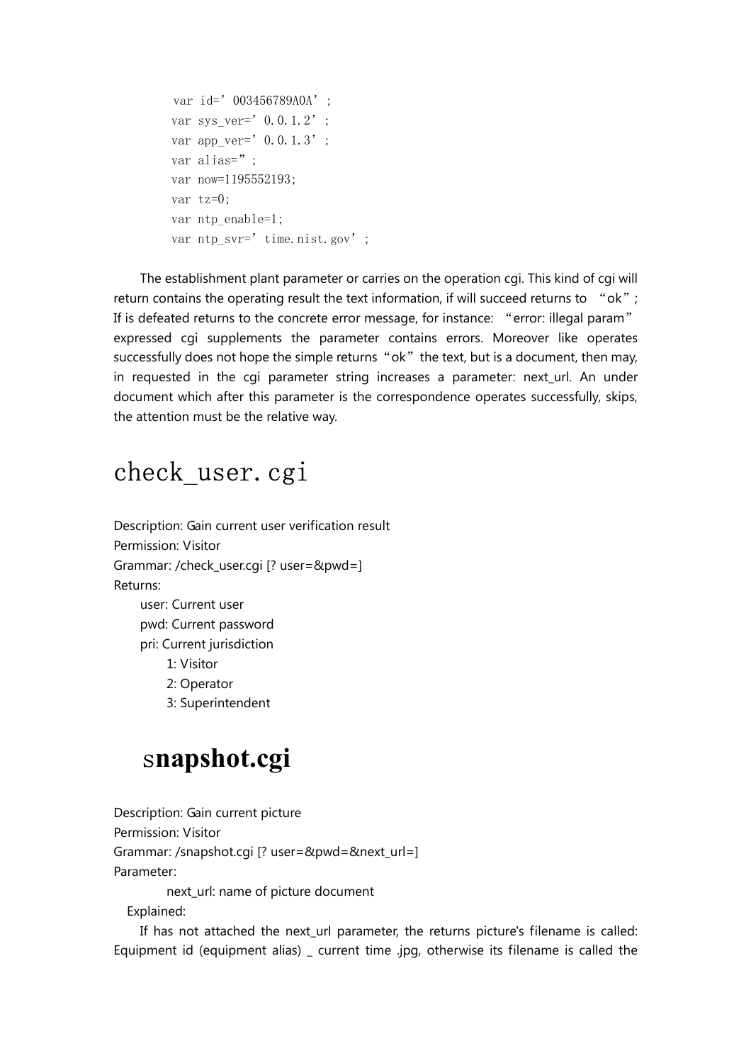```
var id='003456789A0A';
var sys_ver='0.0.1.2';
var app_ver='0.0.1.3';
var alias='';
var now=1195552193;
var tz=0;
var ntp_enable=1;
var ntp_svr='time.nist.gov';
```

The establishment plant parameter or carries on the operation cgi. This kind of cgi will return contains the operating result the text information, if will succeed returns to "ok"; If is defeated returns to the concrete error message, for instance: "error: illegal param" expressed cgi supplements the parameter contains errors. Moreover like operates successfully does not hope the simple returns "ok" the text, but is a document, then may, in requested in the cgi parameter string increases a parameter: next_url. An under document which after this parameter is the correspondence operates successfully, skips, the attention must be the relative way.

# check_user.cgi

Description: Gain current user verification result
Permission: Visitor
Grammar: /check_user.cgi [? user=&pwd=]
Returns:

- user: Current user
- pwd: Current password
- pri: Current jurisdiction
  - 1: Visitor
  - 2: Operator
  - 3: Superintendent

# snapshot.cgi

Description: Gain current picture
Permission: Visitor
Grammar: /snapshot.cgi [? user=&pwd=&next_url=]
Parameter:

next_url: name of picture document

Explained:

If has not attached the next_url parameter, the returns picture's filename is called: Equipment id (equipment alias) _ current time .jpg, otherwise its filename is called the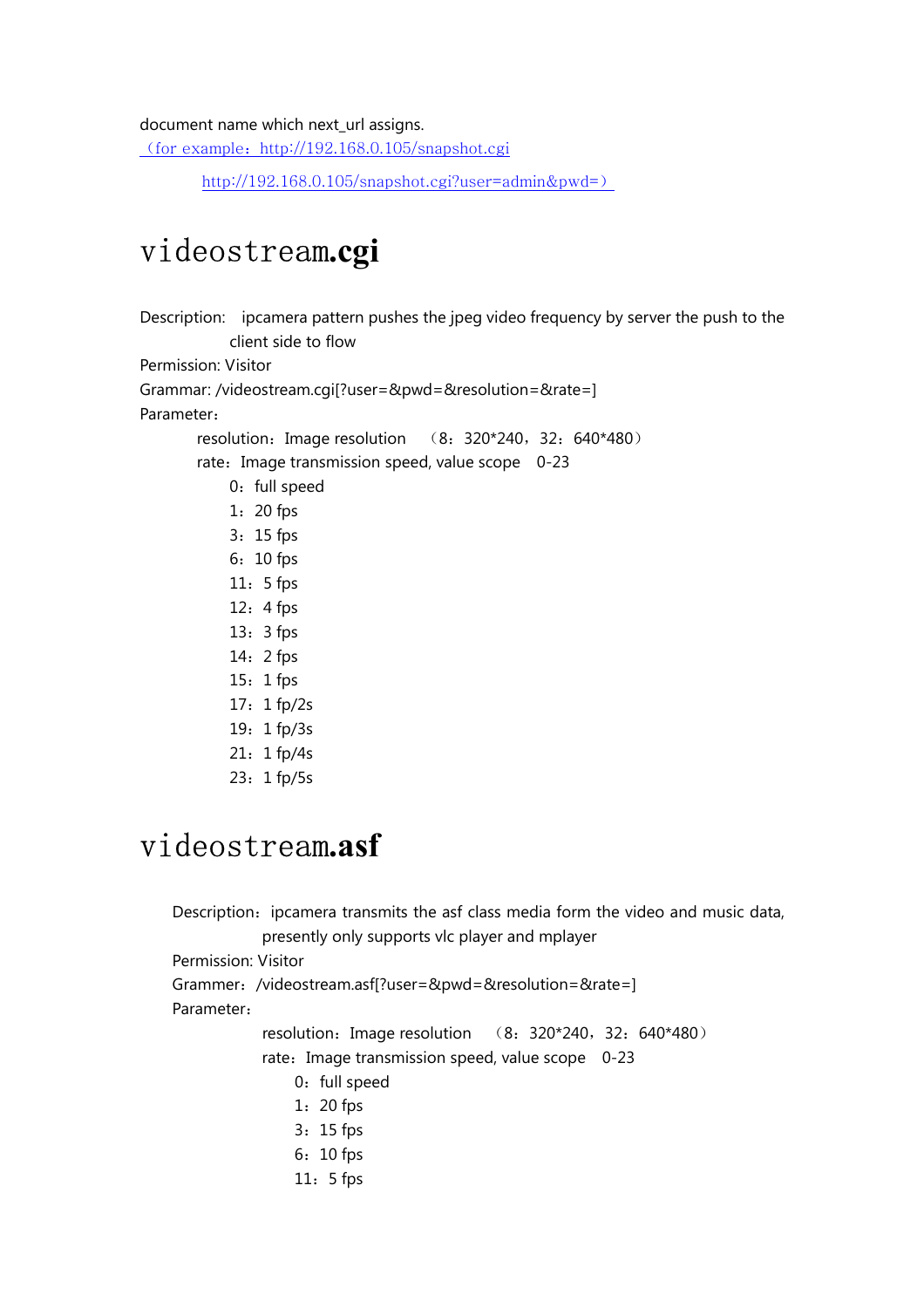document name which next_url assigns.
（for example：http://192.168.0.105/snapshot.cgi

http://192.168.0.105/snapshot.cgi?user=admin&pwd=）

# videostream.cgi

Description: ipcamera pattern pushes the jpeg video frequency by server the push to the client side to flow

Permission: Visitor

Grammar: /videostream.cgi[?user=&pwd=&resolution=&rate=]

Parameter：

resolution：Image resolution （8：320*240，32：640*480）

rate：Image transmission speed, value scope 0-23

0：full speed
1：20 fps
3：15 fps
6：10 fps
11：5 fps
12：4 fps
13：3 fps
14：2 fps
15：1 fps
17：1 fp/2s
19：1 fp/3s
21：1 fp/4s
23：1 fp/5s

# videostream.asf

Description：ipcamera transmits the asf class media form the video and music data, presently only supports vlc player and mplayer

Permission: Visitor

Grammer：/videostream.asf[?user=&pwd=&resolution=&rate=]

Parameter：

resolution：Image resolution （8：320*240，32：640*480）

rate：Image transmission speed, value scope 0-23

0：full speed
1：20 fps
3：15 fps
6：10 fps
11：5 fps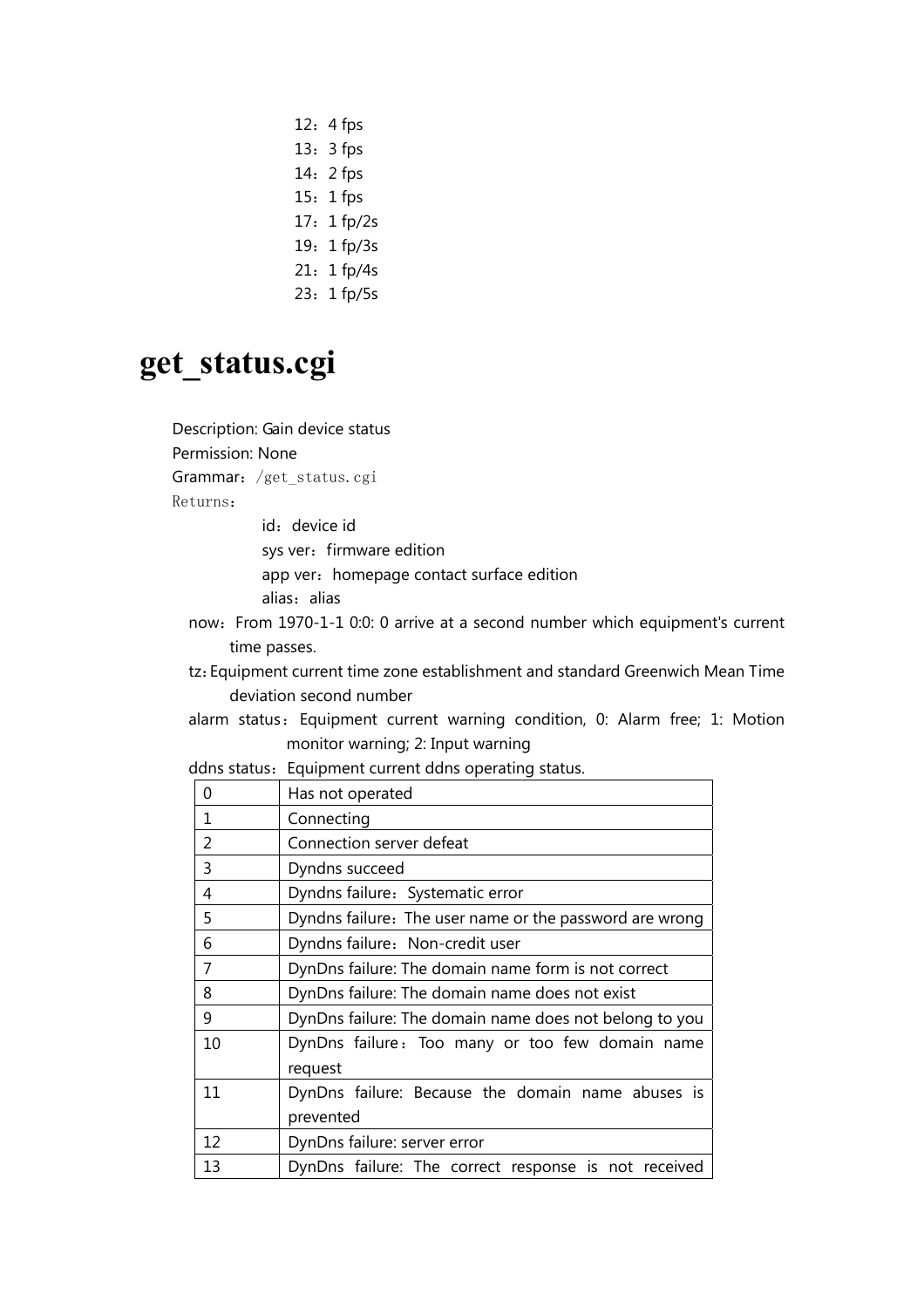12：4 fps
13：3 fps
14：2 fps
15：1 fps
17：1 fp/2s
19：1 fp/3s
21：1 fp/4s
23：1 fp/5s

# get_status.cgi

Description: Gain device status
Permission: None
Grammar：/get_status.cgi
Returns：

id：device id
sys ver：firmware edition
app ver：homepage contact surface edition
alias：alias

now：From 1970-1-1 0:0: 0 arrive at a second number which equipment's current time passes.

tz：Equipment current time zone establishment and standard Greenwich Mean Time deviation second number

alarm status：Equipment current warning condition, 0: Alarm free; 1: Motion monitor warning; 2: Input warning

ddns status：Equipment current ddns operating status.

| | |
|---|---|
| 0 | Has not operated |
| 1 | Connecting |
| 2 | Connection server defeat |
| 3 | Dyndns succeed |
| 4 | Dyndns failure：Systematic error |
| 5 | Dyndns failure：The user name or the password are wrong |
| 6 | Dyndns failure：Non-credit user |
| 7 | DynDns failure: The domain name form is not correct |
| 8 | DynDns failure: The domain name does not exist |
| 9 | DynDns failure: The domain name does not belong to you |
| 10 | DynDns failure：Too many or too few domain name request |
| 11 | DynDns failure: Because the domain name abuses is prevented |
| 12 | DynDns failure: server error |
| 13 | DynDns failure: The correct response is not received |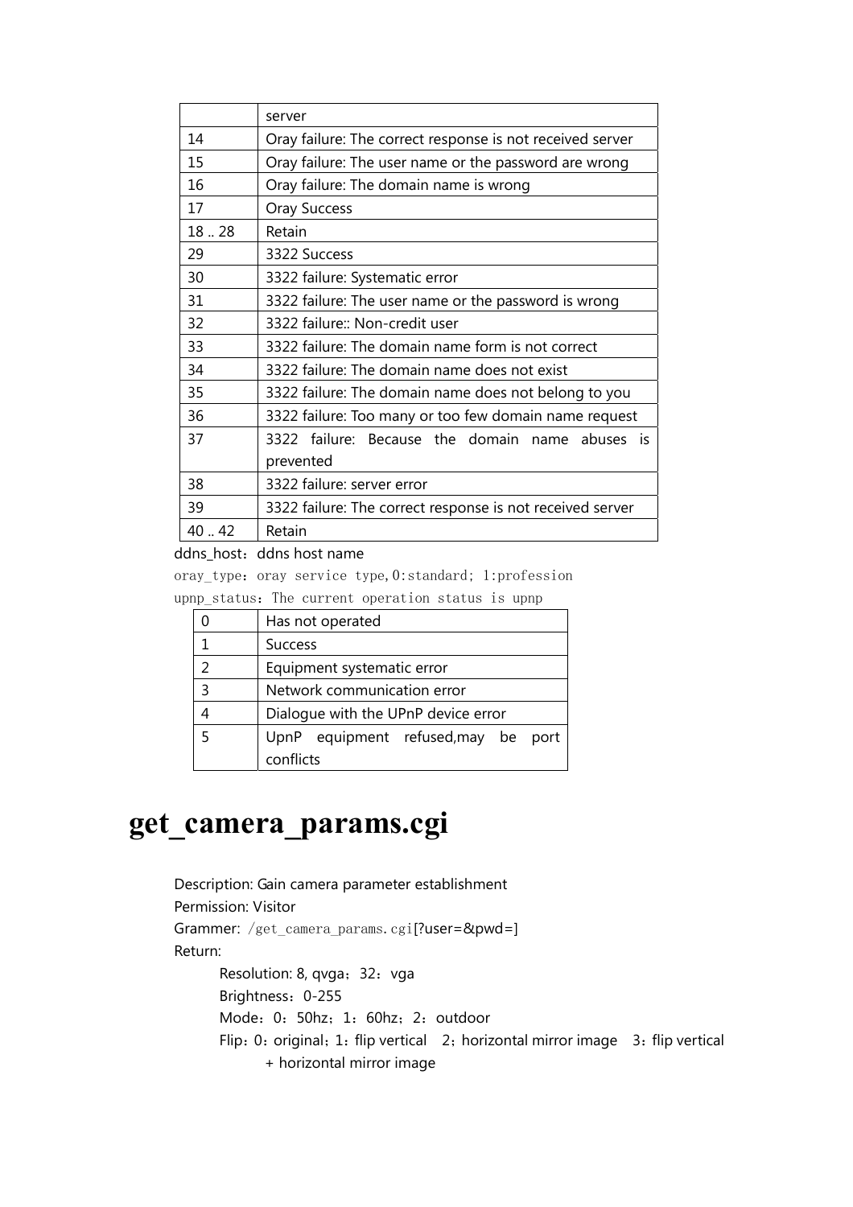| | server |
|---|---|
| 14 | Oray failure: The correct response is not received server |
| 15 | Oray failure: The user name or the password are wrong |
| 16 | Oray failure: The domain name is wrong |
| 17 | Oray Success |
| 18 .. 28 | Retain |
| 29 | 3322 Success |
| 30 | 3322 failure: Systematic error |
| 31 | 3322 failure: The user name or the password is wrong |
| 32 | 3322 failure:: Non-credit user |
| 33 | 3322 failure: The domain name form is not correct |
| 34 | 3322 failure: The domain name does not exist |
| 35 | 3322 failure: The domain name does not belong to you |
| 36 | 3322 failure: Too many or too few domain name request |
| 37 | 3322 failure: Because the domain name abuses is prevented |
| 38 | 3322 failure: server error |
| 39 | 3322 failure: The correct response is not received server |
| 40 .. 42 | Retain |

ddns_host：ddns host name

oray_type：oray service type,0:standard; 1:profession

upnp_status：The current operation status is upnp

| 0 | Has not operated |
|---|---|
| 1 | Success |
| 2 | Equipment systematic error |
| 3 | Network communication error |
| 4 | Dialogue with the UPnP device error |
| 5 | UpnP equipment refused,may be port conflicts |

# get_camera_params.cgi

Description: Gain camera parameter establishment

Permission: Visitor

Grammer: /get_camera_params.cgi[?user=&pwd=]

Return:

Resolution: 8, qvga；32：vga

Brightness：0-255

Mode：0：50hz；1：60hz；2：outdoor

Flip：0：original；1：flip vertical 2；horizontal mirror image 3：flip vertical + horizontal mirror image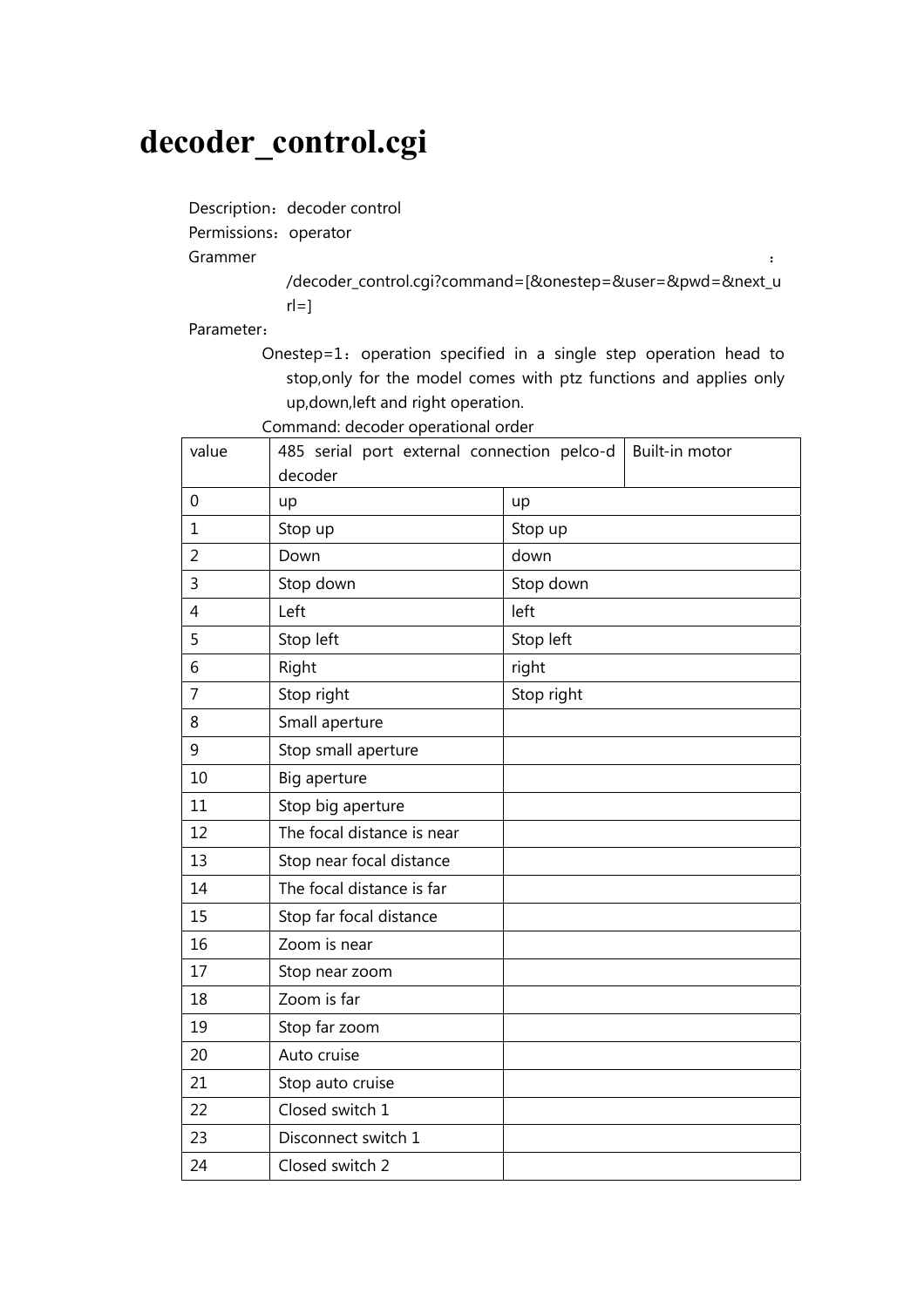# decoder_control.cgi

Description：decoder control

Permissions：operator

Grammer ：

/decoder_control.cgi?command=[&onestep=&user=&pwd=&next_url=]

Parameter：

Onestep=1：operation specified in a single step operation head to stop,only for the model comes with ptz functions and applies only up,down,left and right operation.

Command: decoder operational order

| value | 485 serial port external connection pelco-d decoder | Built-in motor |
|---|---|---|
| 0 | up | up |
| 1 | Stop up | Stop up |
| 2 | Down | down |
| 3 | Stop down | Stop down |
| 4 | Left | left |
| 5 | Stop left | Stop left |
| 6 | Right | right |
| 7 | Stop right | Stop right |
| 8 | Small aperture | |
| 9 | Stop small aperture | |
| 10 | Big aperture | |
| 11 | Stop big aperture | |
| 12 | The focal distance is near | |
| 13 | Stop near focal distance | |
| 14 | The focal distance is far | |
| 15 | Stop far focal distance | |
| 16 | Zoom is near | |
| 17 | Stop near zoom | |
| 18 | Zoom is far | |
| 19 | Stop far zoom | |
| 20 | Auto cruise | |
| 21 | Stop auto cruise | |
| 22 | Closed switch 1 | |
| 23 | Disconnect switch 1 | |
| 24 | Closed switch 2 | |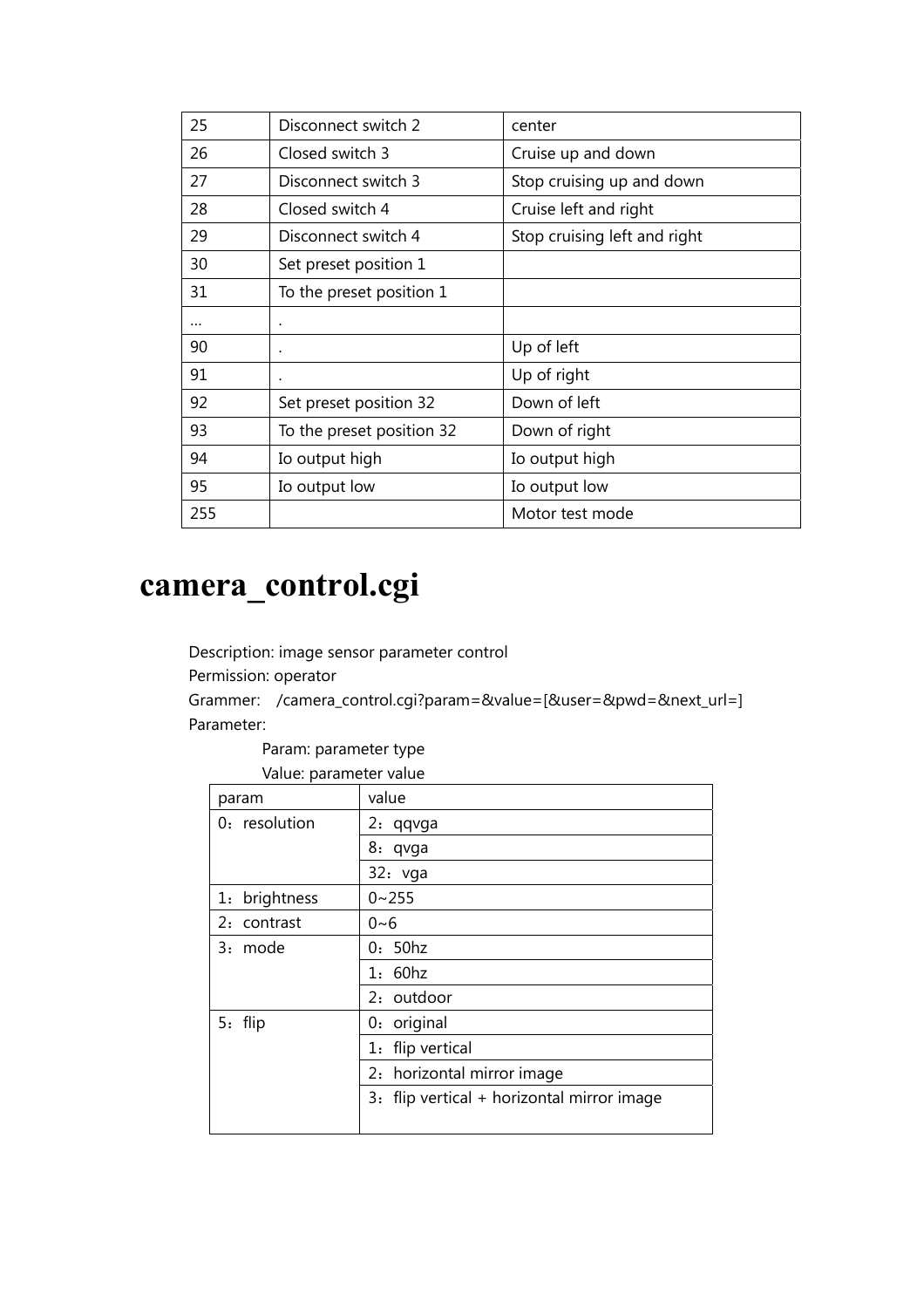| 25 | Disconnect switch 2 | center |
|---|---|---|
| 26 | Closed switch 3 | Cruise up and down |
| 27 | Disconnect switch 3 | Stop cruising up and down |
| 28 | Closed switch 4 | Cruise left and right |
| 29 | Disconnect switch 4 | Stop cruising left and right |
| 30 | Set preset position 1 | |
| 31 | To the preset position 1 | |
| … | . | |
| 90 | . | Up of left |
| 91 | . | Up of right |
| 92 | Set preset position 32 | Down of left |
| 93 | To the preset position 32 | Down of right |
| 94 | Io output high | Io output high |
| 95 | Io output low | Io output low |
| 255 | | Motor test mode |

# camera_control.cgi

Description: image sensor parameter control

Permission: operator

Grammer: /camera_control.cgi?param=&value=[&user=&pwd=&next_url=]

Parameter:

Param: parameter type

Value: parameter value

| param | value |
|---|---|
| 0：resolution | 2：qqvga |
| | 8：qvga |
| | 32：vga |
| 1：brightness | 0~255 |
| 2：contrast | 0~6 |
| 3：mode | 0：50hz |
| | 1：60hz |
| | 2：outdoor |
| 5：flip | 0：original |
| | 1：flip vertical |
| | 2：horizontal mirror image |
| | 3：flip vertical + horizontal mirror image |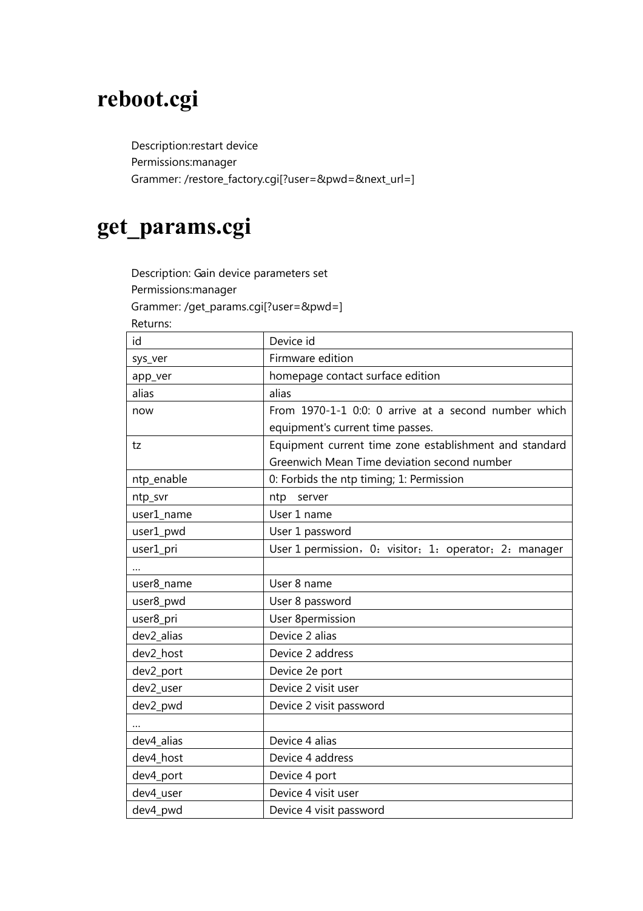# reboot.cgi

Description:restart device
Permissions:manager
Grammer: /restore_factory.cgi[?user=&pwd=&next_url=]

# get_params.cgi

Description: Gain device parameters set
Permissions:manager
Grammer: /get_params.cgi[?user=&pwd=]
Returns:

| | |
|---|---|
| id | Device id |
| sys_ver | Firmware edition |
| app_ver | homepage contact surface edition |
| alias | alias |
| now | From 1970-1-1 0:0: 0 arrive at a second number which equipment's current time passes. |
| tz | Equipment current time zone establishment and standard Greenwich Mean Time deviation second number |
| ntp_enable | 0: Forbids the ntp timing; 1: Permission |
| ntp_svr | ntp　server |
| user1_name | User 1 name |
| user1_pwd | User 1 password |
| user1_pri | User 1 permission，0：visitor；1：operator；2：manager |
| … | |
| user8_name | User 8 name |
| user8_pwd | User 8 password |
| user8_pri | User 8permission |
| dev2_alias | Device 2 alias |
| dev2_host | Device 2 address |
| dev2_port | Device 2e port |
| dev2_user | Device 2 visit user |
| dev2_pwd | Device 2 visit password |
| … | |
| dev4_alias | Device 4 alias |
| dev4_host | Device 4 address |
| dev4_port | Device 4 port |
| dev4_user | Device 4 visit user |
| dev4_pwd | Device 4 visit password |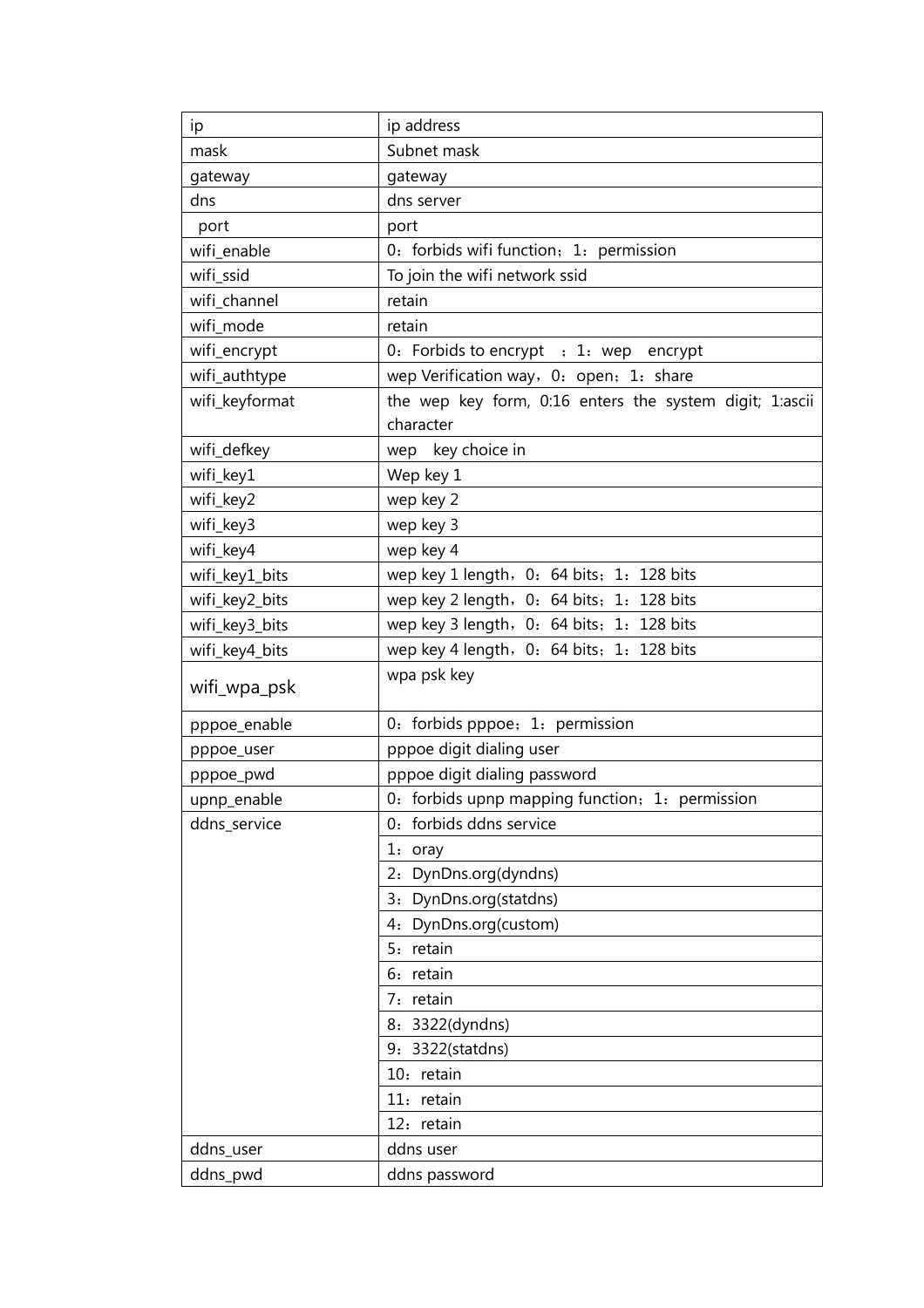| ip | ip address |
| --- | --- |
| mask | Subnet mask |
| gateway | gateway |
| dns | dns server |
| port | port |
| wifi_enable | 0：forbids wifi function；1：permission |
| wifi_ssid | To join the wifi network ssid |
| wifi_channel | retain |
| wifi_mode | retain |
| wifi_encrypt | 0：Forbids to encrypt ；1：wep encrypt |
| wifi_authtype | wep Verification way，0：open；1：share |
| wifi_keyformat | the wep key form, 0:16 enters the system digit; 1:ascii character |
| wifi_defkey | wep key choice in |
| wifi_key1 | Wep key 1 |
| wifi_key2 | wep key 2 |
| wifi_key3 | wep key 3 |
| wifi_key4 | wep key 4 |
| wifi_key1_bits | wep key 1 length，0：64 bits；1：128 bits |
| wifi_key2_bits | wep key 2 length，0：64 bits；1：128 bits |
| wifi_key3_bits | wep key 3 length，0：64 bits；1：128 bits |
| wifi_key4_bits | wep key 4 length，0：64 bits；1：128 bits |
| wifi_wpa_psk | wpa psk key |
| pppoe_enable | 0：forbids pppoe；1：permission |
| pppoe_user | pppoe digit dialing user |
| pppoe_pwd | pppoe digit dialing password |
| upnp_enable | 0：forbids upnp mapping function；1：permission |
| ddns_service | 0：forbids ddns service |
| | 1：oray |
| | 2：DynDns.org(dyndns) |
| | 3：DynDns.org(statdns) |
| | 4：DynDns.org(custom) |
| | 5：retain |
| | 6：retain |
| | 7：retain |
| | 8：3322(dyndns) |
| | 9：3322(statdns) |
| | 10：retain |
| | 11：retain |
| | 12：retain |
| ddns_user | ddns user |
| ddns_pwd | ddns password |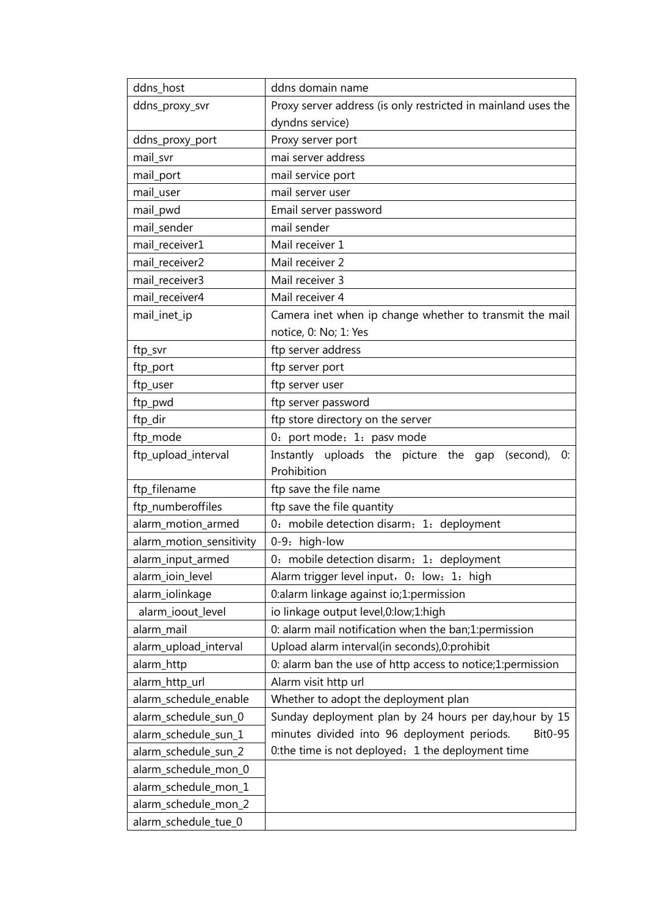| | |
|---|---|
| ddns_host | ddns domain name |
| ddns_proxy_svr | Proxy server address (is only restricted in mainland uses the dyndns service) |
| ddns_proxy_port | Proxy server port |
| mail_svr | mai server address |
| mail_port | mail service port |
| mail_user | mail server user |
| mail_pwd | Email server password |
| mail_sender | mail sender |
| mail_receiver1 | Mail receiver 1 |
| mail_receiver2 | Mail receiver 2 |
| mail_receiver3 | Mail receiver 3 |
| mail_receiver4 | Mail receiver 4 |
| mail_inet_ip | Camera inet when ip change whether to transmit the mail notice, 0: No; 1: Yes |
| ftp_svr | ftp server address |
| ftp_port | ftp server port |
| ftp_user | ftp server user |
| ftp_pwd | ftp server password |
| ftp_dir | ftp store directory on the server |
| ftp_mode | 0：port mode；1：pasv mode |
| ftp_upload_interval | Instantly uploads the picture the gap (second), 0: Prohibition |
| ftp_filename | ftp save the file name |
| ftp_numberoffiles | ftp save the file quantity |
| alarm_motion_armed | 0：mobile detection disarm；1：deployment |
| alarm_motion_sensitivity | 0-9：high-low |
| alarm_input_armed | 0：mobile detection disarm；1：deployment |
| alarm_ioin_level | Alarm trigger level input，0：low；1：high |
| alarm_iolinkage | 0:alarm linkage against io;1:permission |
| alarm_ioout_level | io linkage output level,0:low;1:high |
| alarm_mail | 0: alarm mail notification when the ban;1:permission |
| alarm_upload_interval | Upload alarm interval(in seconds),0:prohibit |
| alarm_http | 0: alarm ban the use of http access to notice;1:permission |
| alarm_http_url | Alarm visit http url |
| alarm_schedule_enable | Whether to adopt the deployment plan |
| alarm_schedule_sun_0 | Sunday deployment plan by 24 hours per day,hour by 15 minutes divided into 96 deployment periods. Bit0-95 0:the time is not deployed；1 the deployment time |
| alarm_schedule_sun_1 | |
| alarm_schedule_sun_2 | |
| alarm_schedule_mon_0 | |
| alarm_schedule_mon_1 | |
| alarm_schedule_mon_2 | |
| alarm_schedule_tue_0 | |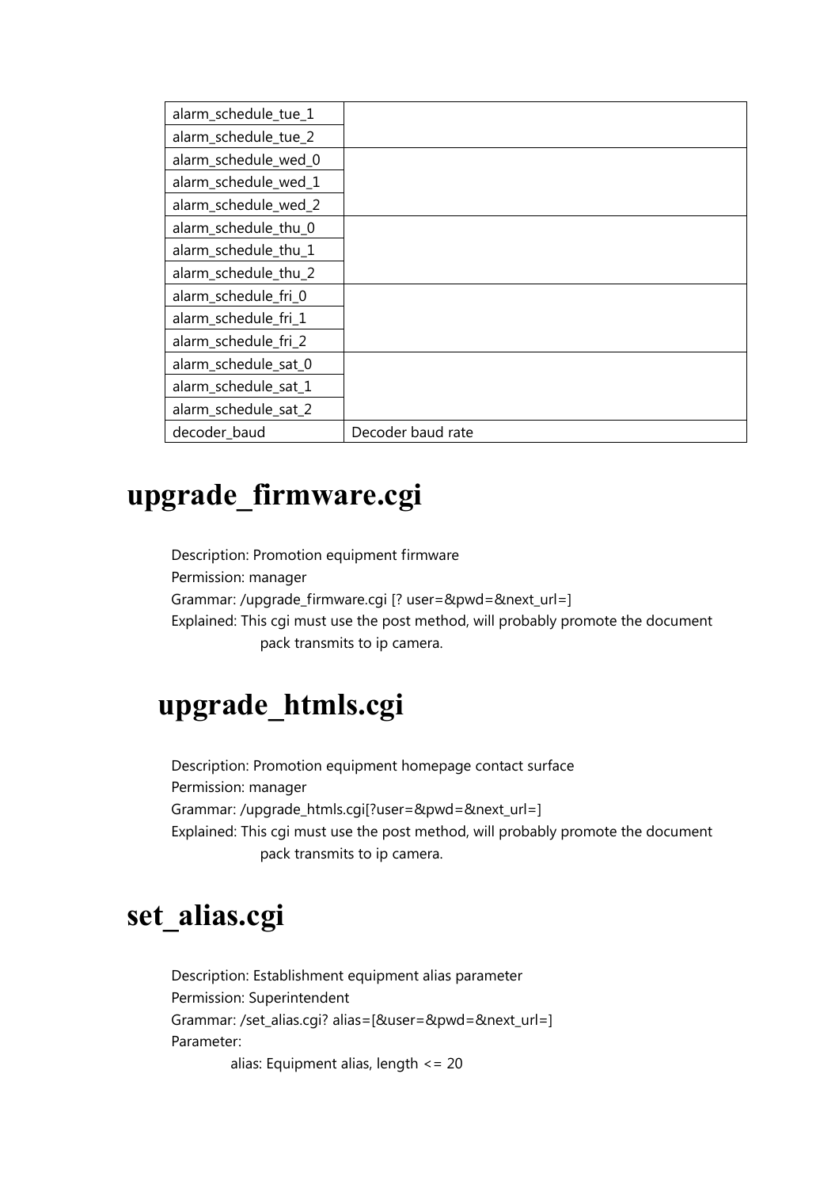| | |
|---|---|
| alarm_schedule_tue_1 | |
| alarm_schedule_tue_2 | |
| alarm_schedule_wed_0 | |
| alarm_schedule_wed_1 | |
| alarm_schedule_wed_2 | |
| alarm_schedule_thu_0 | |
| alarm_schedule_thu_1 | |
| alarm_schedule_thu_2 | |
| alarm_schedule_fri_0 | |
| alarm_schedule_fri_1 | |
| alarm_schedule_fri_2 | |
| alarm_schedule_sat_0 | |
| alarm_schedule_sat_1 | |
| alarm_schedule_sat_2 | |
| decoder_baud | Decoder baud rate |

# upgrade_firmware.cgi

Description: Promotion equipment firmware
Permission: manager
Grammar: /upgrade_firmware.cgi [? user=&pwd=&next_url=]
Explained: This cgi must use the post method, will probably promote the document pack transmits to ip camera.

# upgrade_htmls.cgi

Description: Promotion equipment homepage contact surface
Permission: manager
Grammar: /upgrade_htmls.cgi[?user=&pwd=&next_url=]
Explained: This cgi must use the post method, will probably promote the document pack transmits to ip camera.

# set_alias.cgi

Description: Establishment equipment alias parameter
Permission: Superintendent
Grammar: /set_alias.cgi? alias=[&user=&pwd=&next_url=]
Parameter:

alias: Equipment alias, length <= 20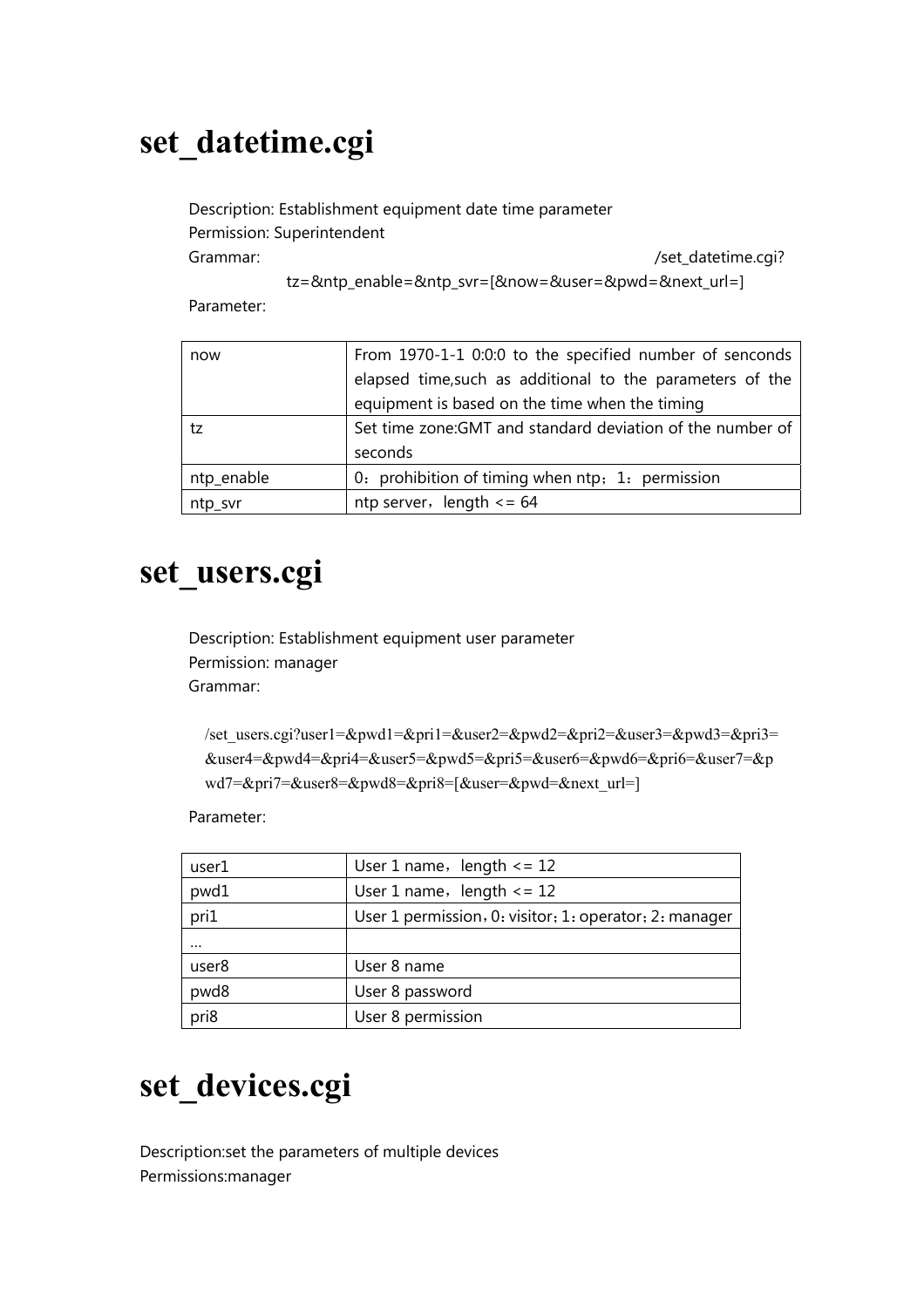# set_datetime.cgi

Description: Establishment equipment date time parameter
Permission: Superintendent
Grammar: /set_datetime.cgi?tz=&ntp_enable=&ntp_svr=[&now=&user=&pwd=&next_url=]
Parameter:

| | |
|---|---|
| now | From 1970-1-1 0:0:0 to the specified number of senconds elapsed time,such as additional to the parameters of the equipment is based on the time when the timing |
| tz | Set time zone:GMT and standard deviation of the number of seconds |
| ntp_enable | 0：prohibition of timing when ntp；1：permission |
| ntp_svr | ntp server，length <= 64 |

# set_users.cgi

Description: Establishment equipment user parameter
Permission: manager
Grammar:

/set_users.cgi?user1=&pwd1=&pri1=&user2=&pwd2=&pri2=&user3=&pwd3=&pri3=&user4=&pwd4=&pri4=&user5=&pwd5=&pri5=&user6=&pwd6=&pri6=&user7=&pwd7=&pri7=&user8=&pwd8=&pri8=[&user=&pwd=&next_url=]

Parameter:

| | |
|---|---|
| user1 | User 1 name，length <= 12 |
| pwd1 | User 1 name，length <= 12 |
| pri1 | User 1 permission，0：visitor；1：operator；2：manager |
| … | |
| user8 | User 8 name |
| pwd8 | User 8 password |
| pri8 | User 8 permission |

# set_devices.cgi

Description:set the parameters of multiple devices
Permissions:manager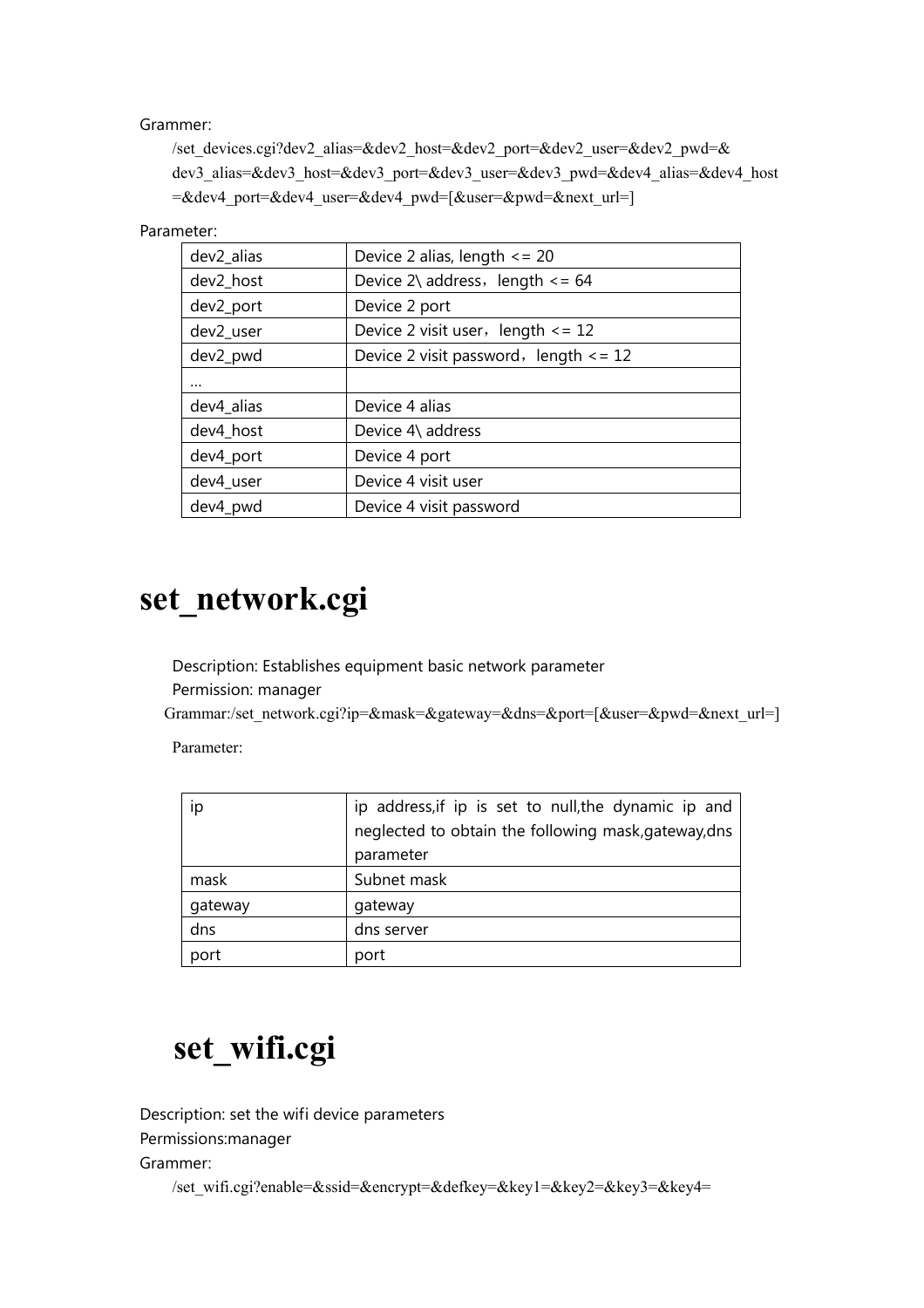Grammer:

/set_devices.cgi?dev2_alias=&dev2_host=&dev2_port=&dev2_user=&dev2_pwd=&dev3_alias=&dev3_host=&dev3_port=&dev3_user=&dev3_pwd=&dev4_alias=&dev4_host=&dev4_port=&dev4_user=&dev4_pwd=[&user=&pwd=&next_url=]

Parameter:

| | |
|---|---|
| dev2_alias | Device 2 alias, length <= 20 |
| dev2_host | Device 2\ address，length <= 64 |
| dev2_port | Device 2 port |
| dev2_user | Device 2 visit user，length <= 12 |
| dev2_pwd | Device 2 visit password，length <= 12 |
| … | |
| dev4_alias | Device 4 alias |
| dev4_host | Device 4\ address |
| dev4_port | Device 4 port |
| dev4_user | Device 4 visit user |
| dev4_pwd | Device 4 visit password |

# set_network.cgi

Description: Establishes equipment basic network parameter

Permission: manager

Grammar:/set_network.cgi?ip=&mask=&gateway=&dns=&port=[&user=&pwd=&next_url=]

Parameter:

| | |
|---|---|
| ip | ip address,if ip is set to null,the dynamic ip and neglected to obtain the following mask,gateway,dns parameter |
| mask | Subnet mask |
| gateway | gateway |
| dns | dns server |
| port | port |

# set_wifi.cgi

Description: set the wifi device parameters

Permissions:manager

Grammer:

/set_wifi.cgi?enable=&ssid=&encrypt=&defkey=&key1=&key2=&key3=&key4=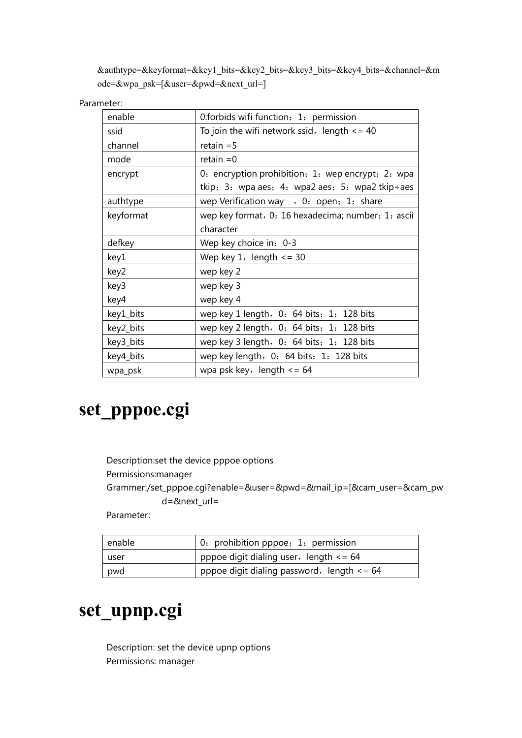&authtype=&keyformat=&key1_bits=&key2_bits=&key3_bits=&key4_bits=&channel=&mode=&wpa_psk=[&user=&pwd=&next_url=]

Parameter:

| | |
|---|---|
| enable | 0:forbids wifi function；1：permission |
| ssid | To join the wifi network ssid，length <= 40 |
| channel | retain =5 |
| mode | retain =0 |
| encrypt | 0：encryption prohibition；1：wep encrypt；2：wpa tkip；3：wpa aes；4：wpa2 aes；5：wpa2 tkip+aes |
| authtype | wep Verification way ，0：open；1：share |
| keyformat | wep key format，0：16 hexadecima; number；1：ascii character |
| defkey | Wep key choice in：0-3 |
| key1 | Wep key 1，length <= 30 |
| key2 | wep key 2 |
| key3 | wep key 3 |
| key4 | wep key 4 |
| key1_bits | wep key 1 length，0：64 bits；1：128 bits |
| key2_bits | wep key 2 length，0：64 bits；1：128 bits |
| key3_bits | wep key 3 length，0：64 bits；1：128 bits |
| key4_bits | wep key length，0：64 bits；1：128 bits |
| wpa_psk | wpa psk key，length <= 64 |

# set_pppoe.cgi

Description:set the device pppoe options

Permissions:manager

Grammer:/set_pppoe.cgi?enable=&user=&pwd=&mail_ip=[&cam_user=&cam_pwd=&next_url=

Parameter:

| | |
|---|---|
| enable | 0：prohibition pppoe；1：permission |
| user | pppoe digit dialing user，length <= 64 |
| pwd | pppoe digit dialing password，length <= 64 |

# set_upnp.cgi

Description: set the device upnp options

Permissions: manager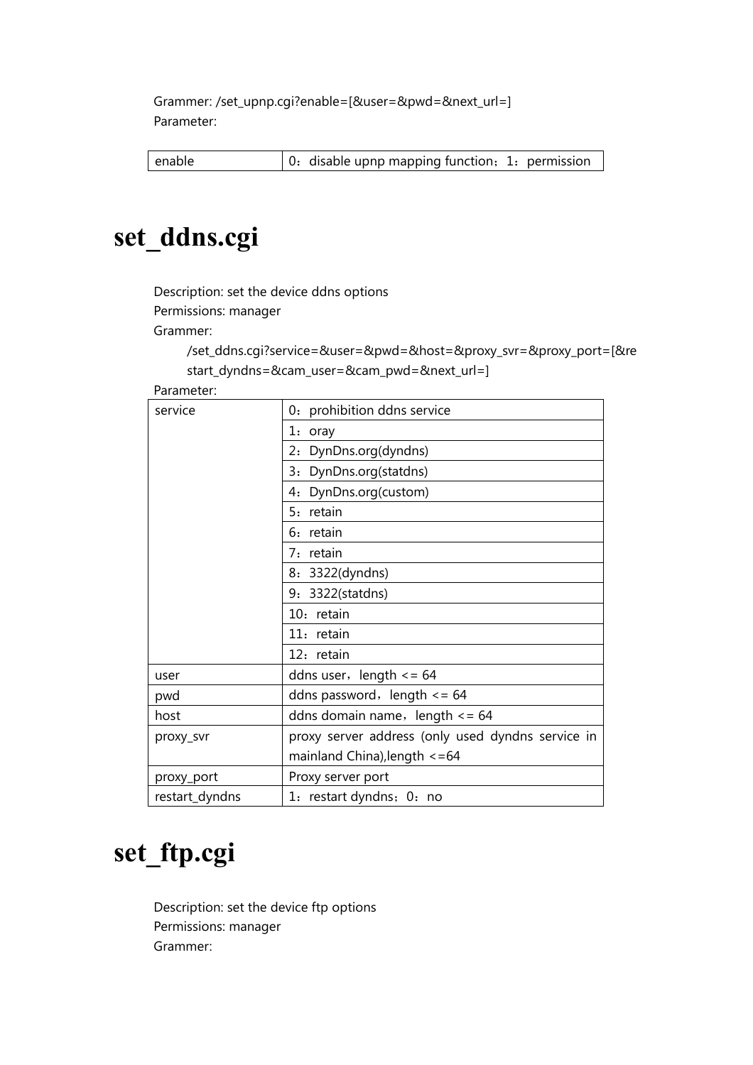Grammer: /set_upnp.cgi?enable=[&user=&pwd=&next_url=]

Parameter:

| enable | 0：disable upnp mapping function；1：permission |
|---|---|

# set_ddns.cgi

Description: set the device ddns options

Permissions: manager

Grammer:

/set_ddns.cgi?service=&user=&pwd=&host=&proxy_svr=&proxy_port=[&restart_dyndns=&cam_user=&cam_pwd=&next_url=]

Parameter:

| service | 0：prohibition ddns service |
|---|---|
| | 1：oray |
| | 2：DynDns.org(dyndns) |
| | 3：DynDns.org(statdns) |
| | 4：DynDns.org(custom) |
| | 5：retain |
| | 6：retain |
| | 7：retain |
| | 8：3322(dyndns) |
| | 9：3322(statdns) |
| | 10：retain |
| | 11：retain |
| | 12：retain |
| user | ddns user，length <= 64 |
| pwd | ddns password，length <= 64 |
| host | ddns domain name，length <= 64 |
| proxy_svr | proxy server address (only used dyndns service in mainland China),length <=64 |
| proxy_port | Proxy server port |
| restart_dyndns | 1：restart dyndns；0：no |

# set_ftp.cgi

Description: set the device ftp options

Permissions: manager

Grammer: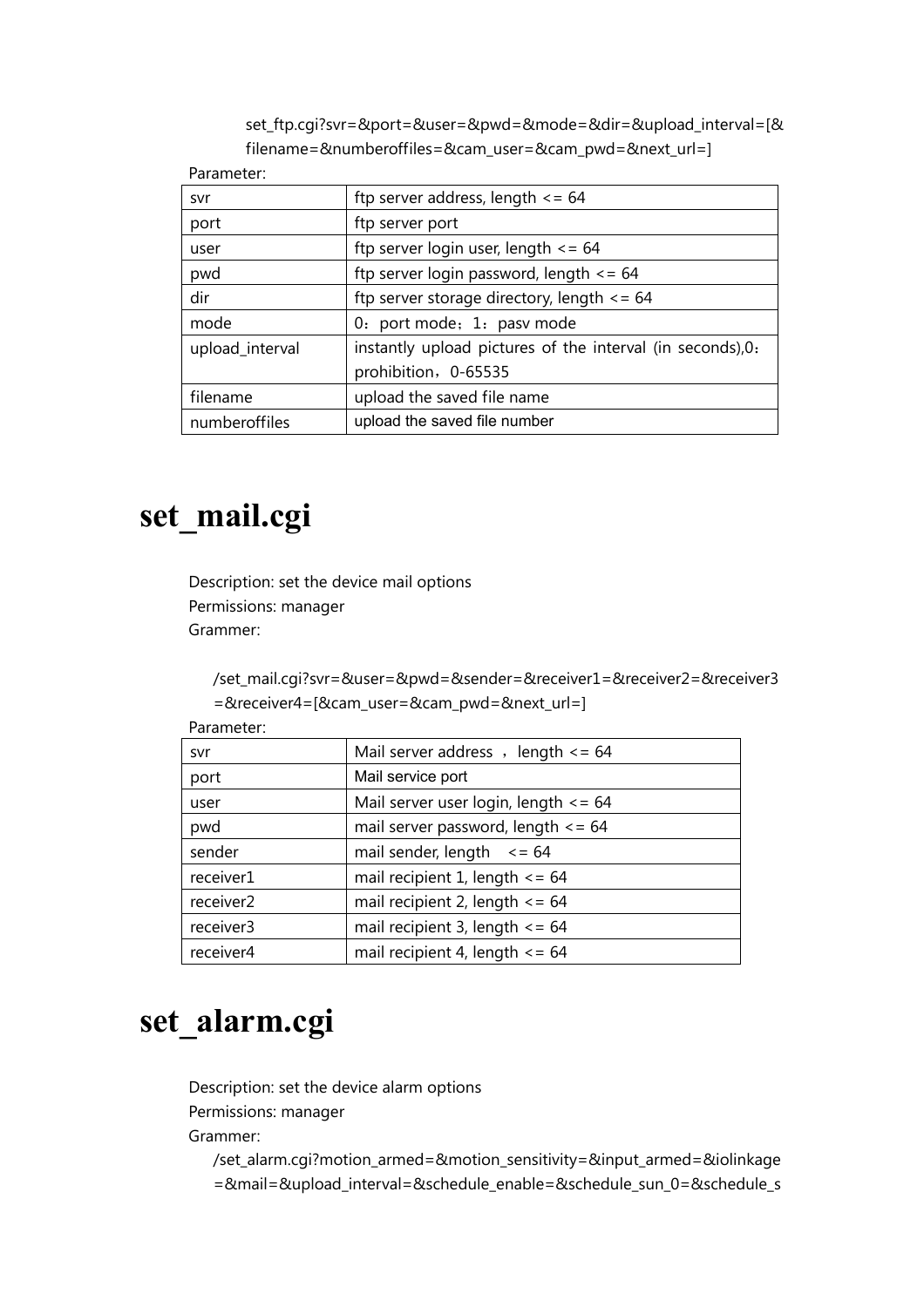set_ftp.cgi?svr=&port=&user=&pwd=&mode=&dir=&upload_interval=[&filename=&numberoffiles=&cam_user=&cam_pwd=&next_url=]

Parameter:

| svr | ftp server address, length <= 64 |
|---|---|
| port | ftp server port |
| user | ftp server login user, length <= 64 |
| pwd | ftp server login password, length <= 64 |
| dir | ftp server storage directory, length <= 64 |
| mode | 0：port mode；1：pasv mode |
| upload_interval | instantly upload pictures of the interval (in seconds),0：prohibition，0-65535 |
| filename | upload the saved file name |
| numberoffiles | upload the saved file number |

# set_mail.cgi

Description: set the device mail options

Permissions: manager

Grammer:

/set_mail.cgi?svr=&user=&pwd=&sender=&receiver1=&receiver2=&receiver3=&receiver4=[&cam_user=&cam_pwd=&next_url=]

Parameter:

| svr | Mail server address ，length <= 64 |
|---|---|
| port | Mail service port |
| user | Mail server user login, length <= 64 |
| pwd | mail server password, length <= 64 |
| sender | mail sender, length <= 64 |
| receiver1 | mail recipient 1, length <= 64 |
| receiver2 | mail recipient 2, length <= 64 |
| receiver3 | mail recipient 3, length <= 64 |
| receiver4 | mail recipient 4, length <= 64 |

# set_alarm.cgi

Description: set the device alarm options

Permissions: manager

Grammer:

/set_alarm.cgi?motion_armed=&motion_sensitivity=&input_armed=&iolinkage=&mail=&upload_interval=&schedule_enable=&schedule_sun_0=&schedule_s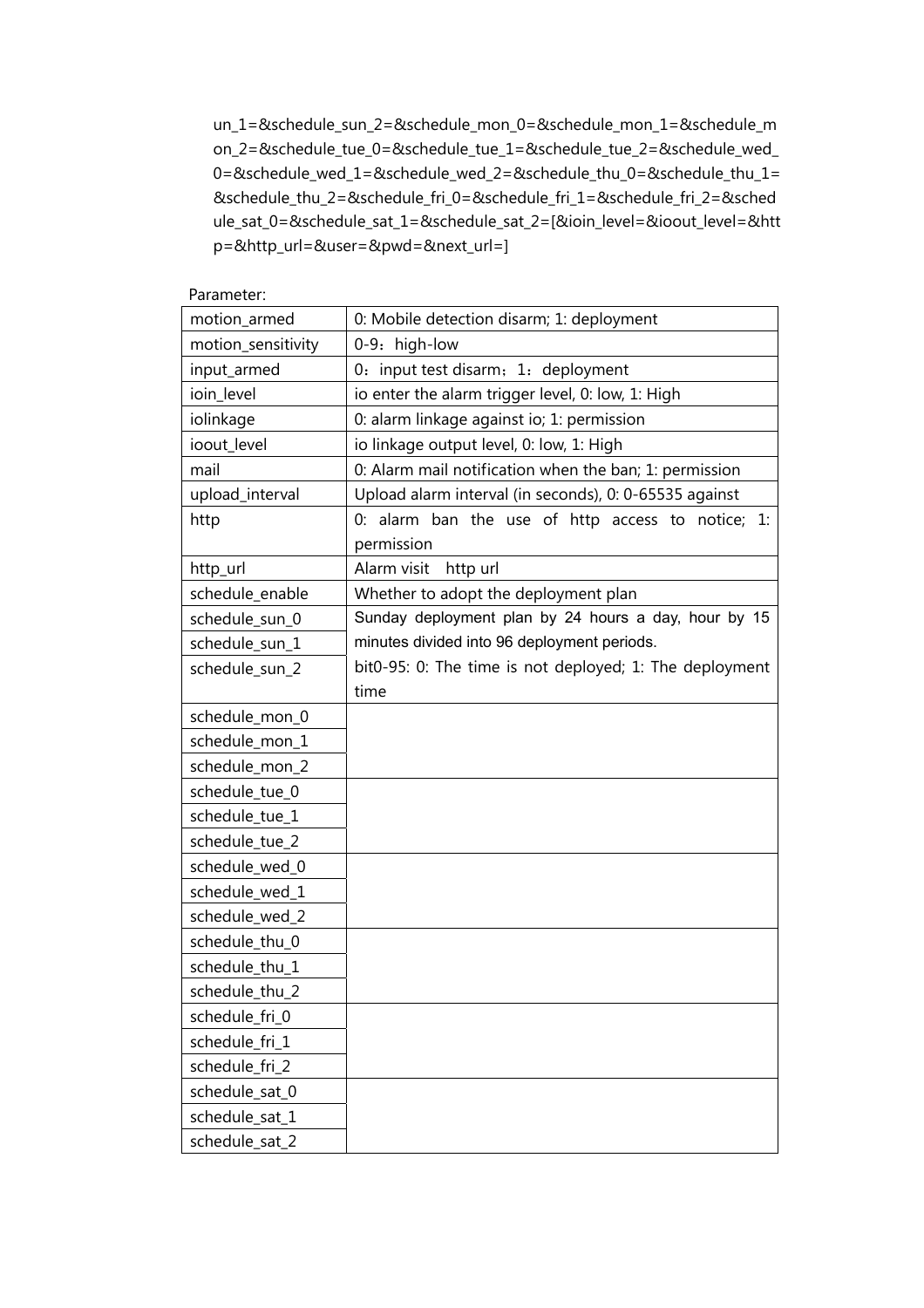un_1=&schedule_sun_2=&schedule_mon_0=&schedule_mon_1=&schedule_mon_2=&schedule_tue_0=&schedule_tue_1=&schedule_tue_2=&schedule_wed_0=&schedule_wed_1=&schedule_wed_2=&schedule_thu_0=&schedule_thu_1=&schedule_thu_2=&schedule_fri_0=&schedule_fri_1=&schedule_fri_2=&schedule_sat_0=&schedule_sat_1=&schedule_sat_2=[&ioin_level=&ioout_level=&http=&http_url=&user=&pwd=&next_url=]

Parameter:

| motion_armed | 0: Mobile detection disarm; 1: deployment |
|---|---|
| motion_sensitivity | 0-9：high-low |
| input_armed | 0：input test disarm；1：deployment |
| ioin_level | io enter the alarm trigger level, 0: low, 1: High |
| iolinkage | 0: alarm linkage against io; 1: permission |
| ioout_level | io linkage output level, 0: low, 1: High |
| mail | 0: Alarm mail notification when the ban; 1: permission |
| upload_interval | Upload alarm interval (in seconds), 0: 0-65535 against |
| http | 0: alarm ban the use of http access to notice; 1: permission |
| http_url | Alarm visit http url |
| schedule_enable | Whether to adopt the deployment plan |
| schedule_sun_0 | Sunday deployment plan by 24 hours a day, hour by 15 minutes divided into 96 deployment periods. bit0-95: 0: The time is not deployed; 1: The deployment time |
| schedule_sun_1 | |
| schedule_sun_2 | |
| schedule_mon_0 | |
| schedule_mon_1 | |
| schedule_mon_2 | |
| schedule_tue_0 | |
| schedule_tue_1 | |
| schedule_tue_2 | |
| schedule_wed_0 | |
| schedule_wed_1 | |
| schedule_wed_2 | |
| schedule_thu_0 | |
| schedule_thu_1 | |
| schedule_thu_2 | |
| schedule_fri_0 | |
| schedule_fri_1 | |
| schedule_fri_2 | |
| schedule_sat_0 | |
| schedule_sat_1 | |
| schedule_sat_2 | |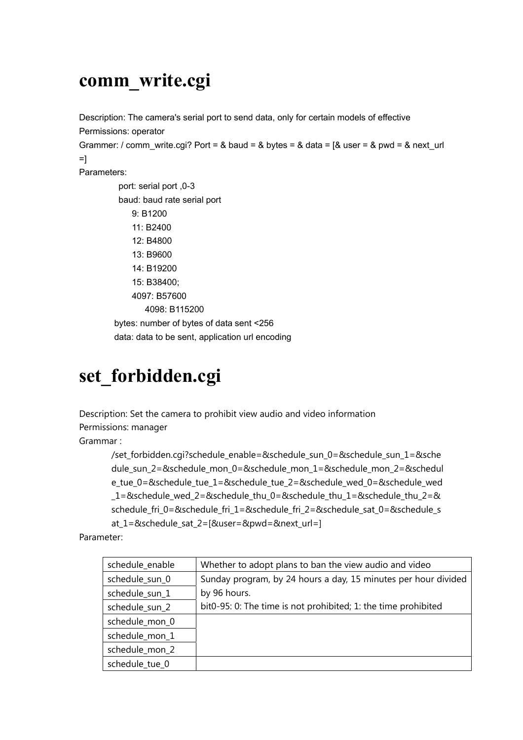# comm_write.cgi

Description: The camera's serial port to send data, only for certain models of effective

Permissions: operator

Grammer: / comm_write.cgi? Port = & baud = & bytes = & data = [& user = & pwd = & next_url =]

Parameters:

- port: serial port ,0-3
- baud: baud rate serial port
  - 9: B1200
  - 11: B2400
  - 12: B4800
  - 13: B9600
  - 14: B19200
  - 15: B38400;
  - 4097: B57600
  - 4098: B115200
- bytes: number of bytes of data sent <256
- data: data to be sent, application url encoding

# set_forbidden.cgi

Description: Set the camera to prohibit view audio and video information

Permissions: manager

Grammar :

/set_forbidden.cgi?schedule_enable=&schedule_sun_0=&schedule_sun_1=&schedule_sun_2=&schedule_mon_0=&schedule_mon_1=&schedule_mon_2=&schedule_tue_0=&schedule_tue_1=&schedule_tue_2=&schedule_wed_0=&schedule_wed_1=&schedule_wed_2=&schedule_thu_0=&schedule_thu_1=&schedule_thu_2=&schedule_fri_0=&schedule_fri_1=&schedule_fri_2=&schedule_sat_0=&schedule_sat_1=&schedule_sat_2=[&user=&pwd=&next_url=]

Parameter:

| schedule_enable | Whether to adopt plans to ban the view audio and video |
|---|---|
| schedule_sun_0 | Sunday program, by 24 hours a day, 15 minutes per hour divided by 96 hours.<br>bit0-95: 0: The time is not prohibited; 1: the time prohibited |
| schedule_sun_1 | |
| schedule_sun_2 | |
| schedule_mon_0 | |
| schedule_mon_1 | |
| schedule_mon_2 | |
| schedule_tue_0 | |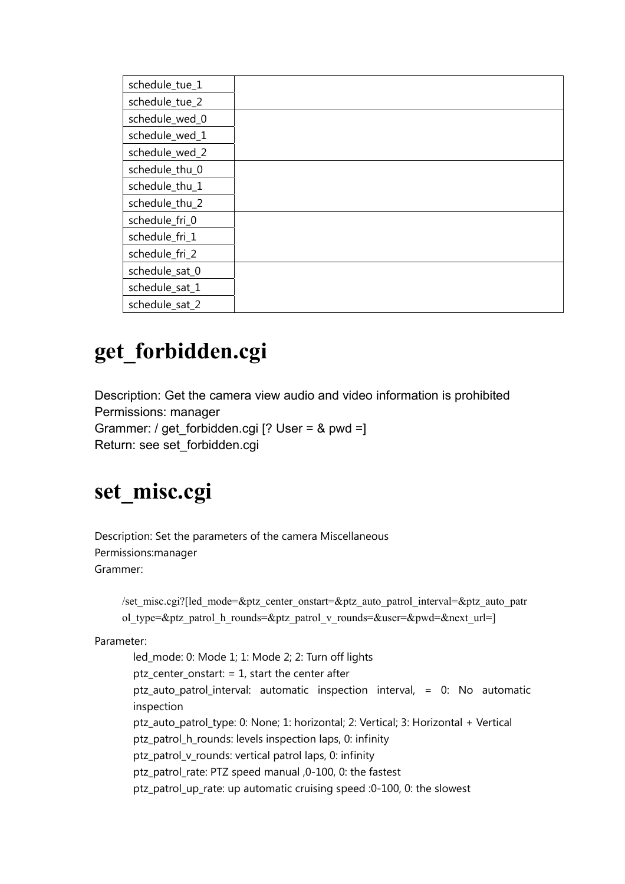| | |
|---|---|
| schedule_tue_1 | |
| schedule_tue_2 | |
| schedule_wed_0 | |
| schedule_wed_1 | |
| schedule_wed_2 | |
| schedule_thu_0 | |
| schedule_thu_1 | |
| schedule_thu_2 | |
| schedule_fri_0 | |
| schedule_fri_1 | |
| schedule_fri_2 | |
| schedule_sat_0 | |
| schedule_sat_1 | |
| schedule_sat_2 | |

# get_forbidden.cgi

Description: Get the camera view audio and video information is prohibited
Permissions: manager
Grammer: / get_forbidden.cgi [? User = & pwd =]
Return: see set_forbidden.cgi

# set_misc.cgi

Description: Set the parameters of the camera Miscellaneous
Permissions:manager
Grammer:

```
/set_misc.cgi?[led_mode=&ptz_center_onstart=&ptz_auto_patrol_interval=&ptz_auto_patrol_type=&ptz_patrol_h_rounds=&ptz_patrol_v_rounds=&user=&pwd=&next_url=]
```

Parameter:

- led_mode: 0: Mode 1; 1: Mode 2; 2: Turn off lights
- ptz_center_onstart: = 1, start the center after
- ptz_auto_patrol_interval: automatic inspection interval, = 0: No automatic inspection
- ptz_auto_patrol_type: 0: None; 1: horizontal; 2: Vertical; 3: Horizontal + Vertical
- ptz_patrol_h_rounds: levels inspection laps, 0: infinity
- ptz_patrol_v_rounds: vertical patrol laps, 0: infinity
- ptz_patrol_rate: PTZ speed manual ,0-100, 0: the fastest
- ptz_patrol_up_rate: up automatic cruising speed :0-100, 0: the slowest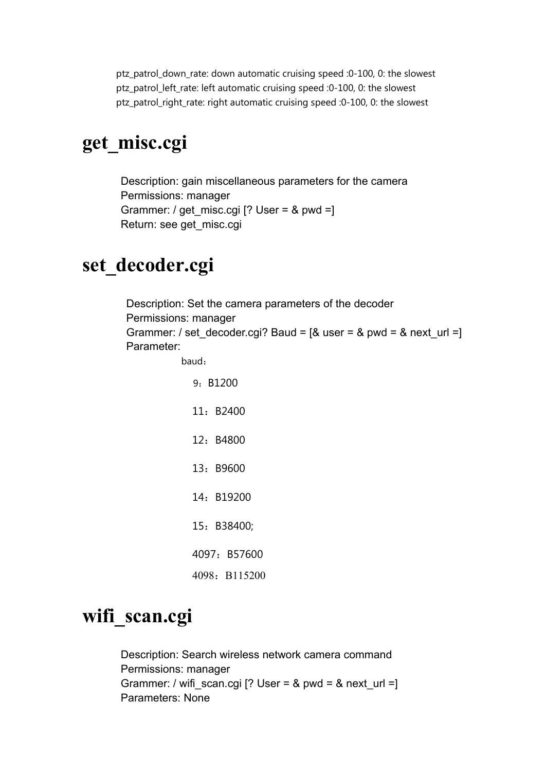ptz_patrol_down_rate: down automatic cruising speed :0-100, 0: the slowest
ptz_patrol_left_rate: left automatic cruising speed :0-100, 0: the slowest
ptz_patrol_right_rate: right automatic cruising speed :0-100, 0: the slowest

# get_misc.cgi

Description: gain miscellaneous parameters for the camera
Permissions: manager
Grammer: / get_misc.cgi [? User = & pwd =]
Return: see get_misc.cgi

# set_decoder.cgi

Description: Set the camera parameters of the decoder
Permissions: manager
Grammer: / set_decoder.cgi? Baud = [& user = & pwd = & next_url =]
Parameter:

baud：

9：B1200

11：B2400

12：B4800

13：B9600

14：B19200

15：B38400;

4097：B57600

4098：B115200

# wifi_scan.cgi

Description: Search wireless network camera command
Permissions: manager
Grammer: / wifi_scan.cgi [? User = & pwd = & next_url =]
Parameters: None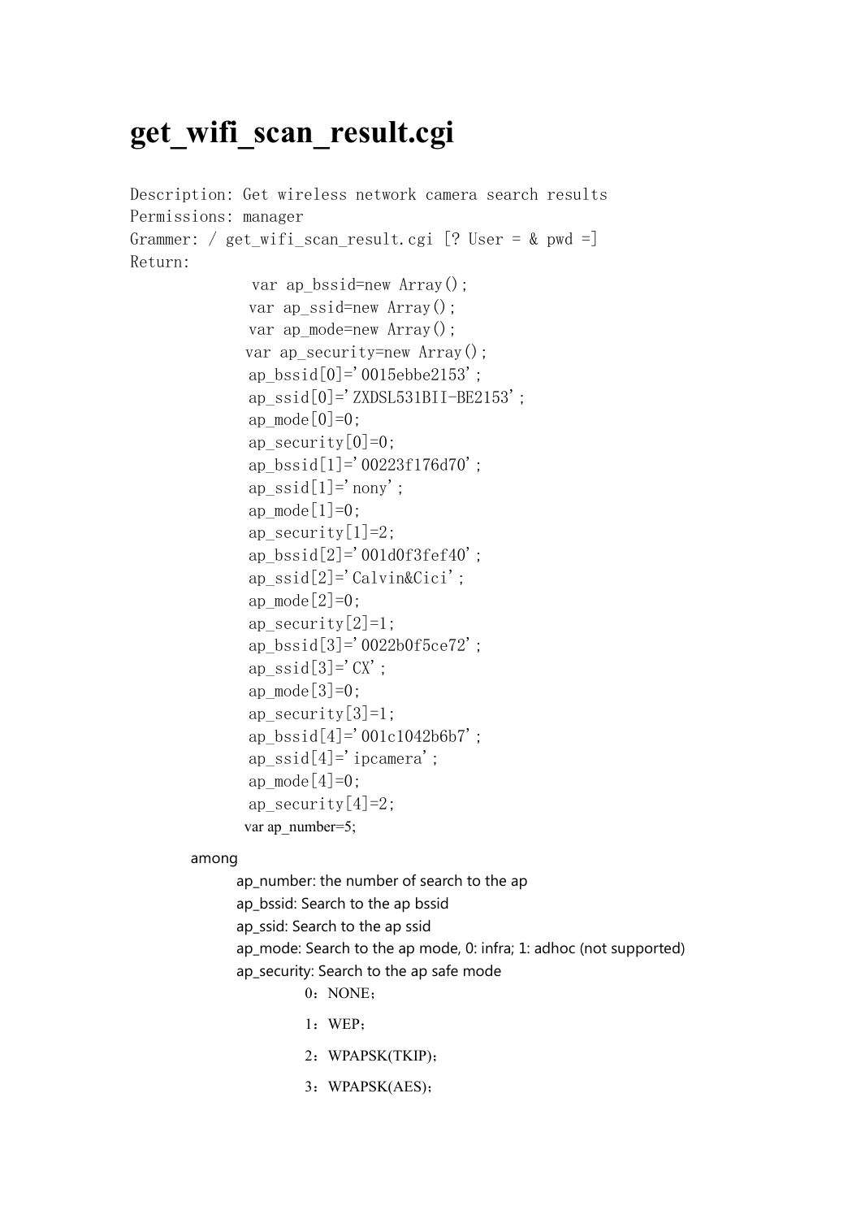# get_wifi_scan_result.cgi

Description: Get wireless network camera search results
Permissions: manager
Grammer: / get_wifi_scan_result.cgi [? User = & pwd =]
Return:

```
var ap_bssid=new Array();
var ap_ssid=new Array();
var ap_mode=new Array();
var ap_security=new Array();
ap_bssid[0]='0015ebbe2153';
ap_ssid[0]='ZXDSL531BII-BE2153';
ap_mode[0]=0;
ap_security[0]=0;
ap_bssid[1]='00223f176d70';
ap_ssid[1]='nony';
ap_mode[1]=0;
ap_security[1]=2;
ap_bssid[2]='001d0f3fef40';
ap_ssid[2]='Calvin&Cici';
ap_mode[2]=0;
ap_security[2]=1;
ap_bssid[3]='0022b0f5ce72';
ap_ssid[3]='CX';
ap_mode[3]=0;
ap_security[3]=1;
ap_bssid[4]='001c1042b6b7';
ap_ssid[4]='ipcamera';
ap_mode[4]=0;
ap_security[4]=2;
var ap_number=5;
```

among

- ap_number: the number of search to the ap
- ap_bssid: Search to the ap bssid
- ap_ssid: Search to the ap ssid
- ap_mode: Search to the ap mode, 0: infra; 1: adhoc (not supported)
- ap_security: Search to the ap safe mode
  - 0：NONE；
  - 1：WEP；
  - 2：WPAPSK(TKIP)；
  - 3：WPAPSK(AES)；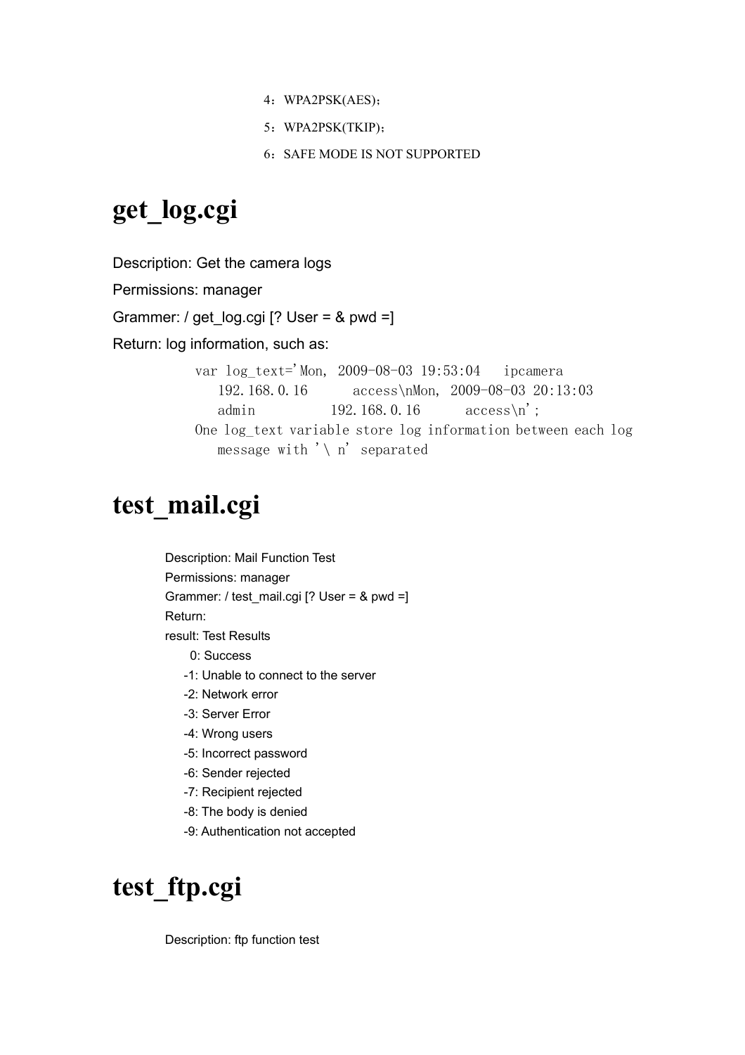4：WPA2PSK(AES)；

5：WPA2PSK(TKIP)；

6：SAFE MODE IS NOT SUPPORTED

# get_log.cgi

Description: Get the camera logs

Permissions: manager

Grammer: / get_log.cgi [? User = & pwd =]

Return: log information, such as:

```
var log_text='Mon, 2009-08-03 19:53:04   ipcamera
   192.168.0.16      access\nMon, 2009-08-03 20:13:03
   admin         192.168.0.16      access\n';
One log_text variable store log information between each log
   message with '\ n' separated
```

# test_mail.cgi

Description: Mail Function Test

Permissions: manager

Grammer: / test_mail.cgi [? User = & pwd =]

Return:

result: Test Results

0: Success

-1: Unable to connect to the server

-2: Network error

-3: Server Error

-4: Wrong users

-5: Incorrect password

-6: Sender rejected

-7: Recipient rejected

-8: The body is denied

-9: Authentication not accepted

# test_ftp.cgi

Description: ftp function test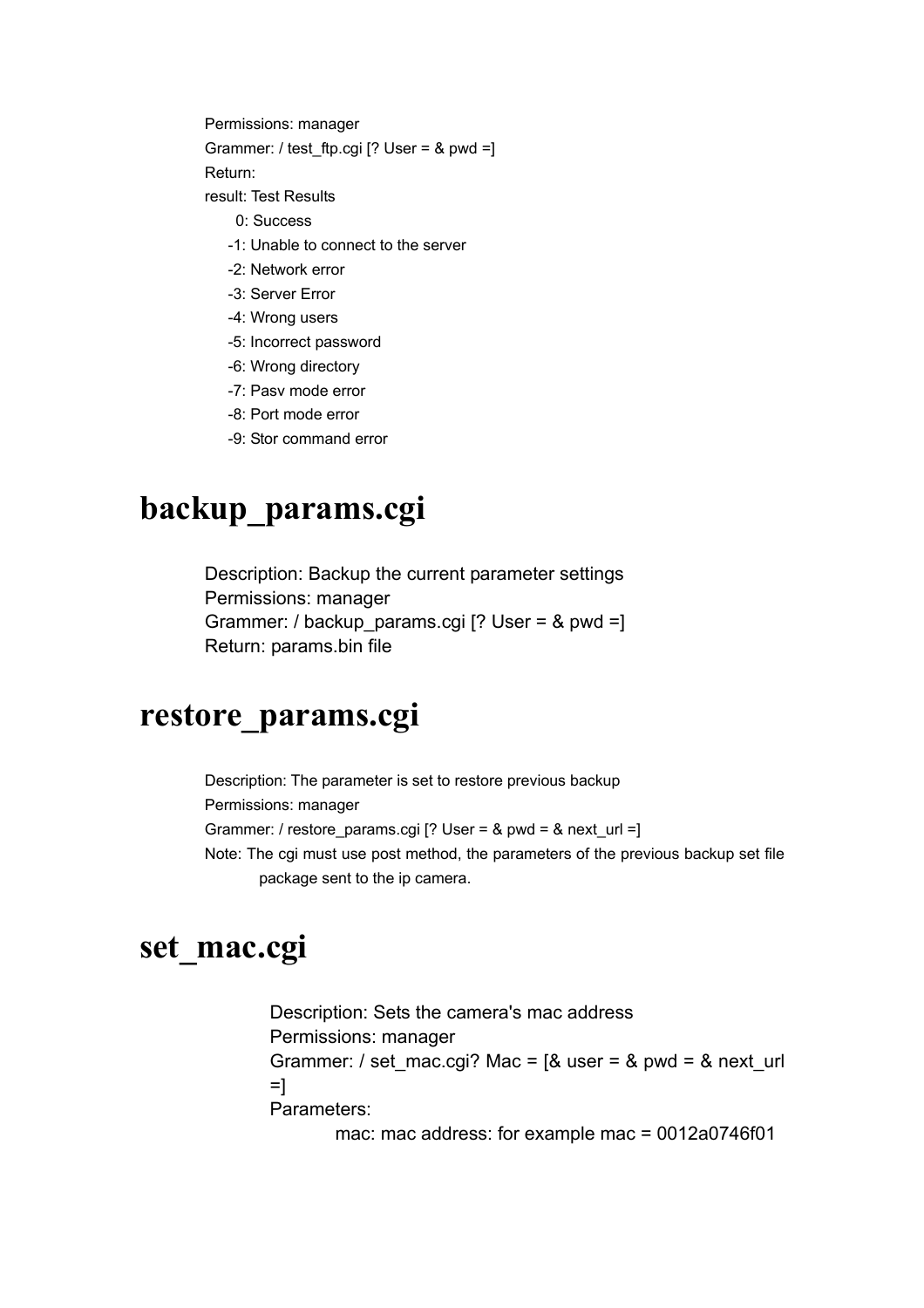Permissions: manager
Grammer: / test_ftp.cgi [? User = & pwd =]
Return:
result: Test Results

0: Success
-1: Unable to connect to the server
-2: Network error
-3: Server Error
-4: Wrong users
-5: Incorrect password
-6: Wrong directory
-7: Pasv mode error
-8: Port mode error
-9: Stor command error

# backup_params.cgi

Description: Backup the current parameter settings
Permissions: manager
Grammer: / backup_params.cgi [? User = & pwd =]
Return: params.bin file

# restore_params.cgi

Description: The parameter is set to restore previous backup
Permissions: manager
Grammer: / restore_params.cgi [? User = & pwd = & next_url =]
Note: The cgi must use post method, the parameters of the previous backup set file package sent to the ip camera.

# set_mac.cgi

Description: Sets the camera's mac address
Permissions: manager
Grammer: / set_mac.cgi? Mac = [& user = & pwd = & next_url =]
Parameters:

mac: mac address: for example mac = 0012a0746f01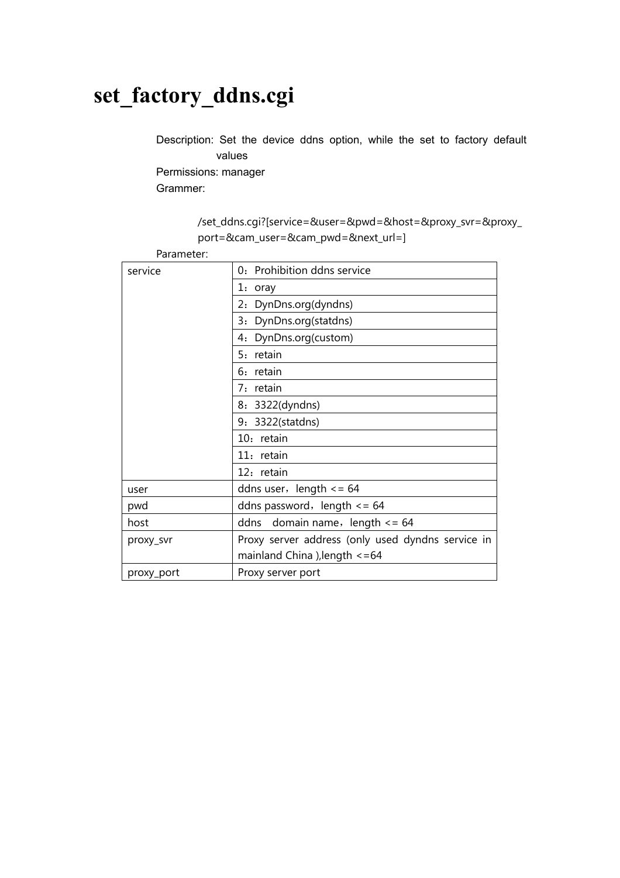# set_factory_ddns.cgi

Description: Set the device ddns option, while the set to factory default values

Permissions: manager

Grammer:

```
/set_ddns.cgi?[service=&user=&pwd=&host=&proxy_svr=&proxy_port=&cam_user=&cam_pwd=&next_url=]
```

Parameter:

| | |
|---|---|
| service | 0：Prohibition ddns service |
| | 1：oray |
| | 2：DynDns.org(dyndns) |
| | 3：DynDns.org(statdns) |
| | 4：DynDns.org(custom) |
| | 5：retain |
| | 6：retain |
| | 7：retain |
| | 8：3322(dyndns) |
| | 9：3322(statdns) |
| | 10：retain |
| | 11：retain |
| | 12：retain |
| user | ddns user，length <= 64 |
| pwd | ddns password，length <= 64 |
| host | ddns domain name，length <= 64 |
| proxy_svr | Proxy server address (only used dyndns service in mainland China ),length <=64 |
| proxy_port | Proxy server port |